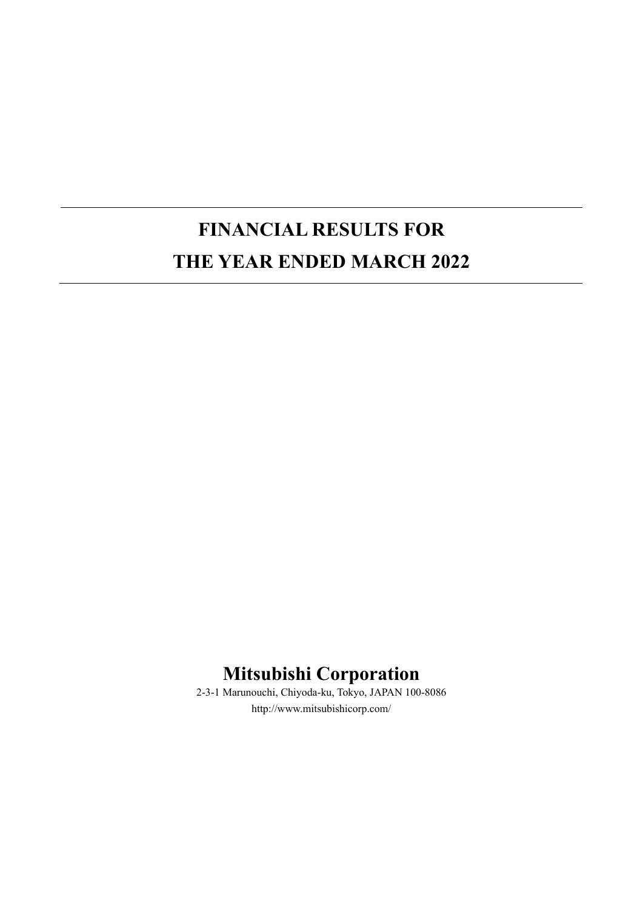# FINANCIAL RESULTS FOR THE YEAR ENDED MARCH 2022

**Mitsubishi Corporation**

2-3-1 Marunouchi, Chiyoda-ku, Tokyo, JAPAN 100-8086

http://www.mitsubishicorp.com/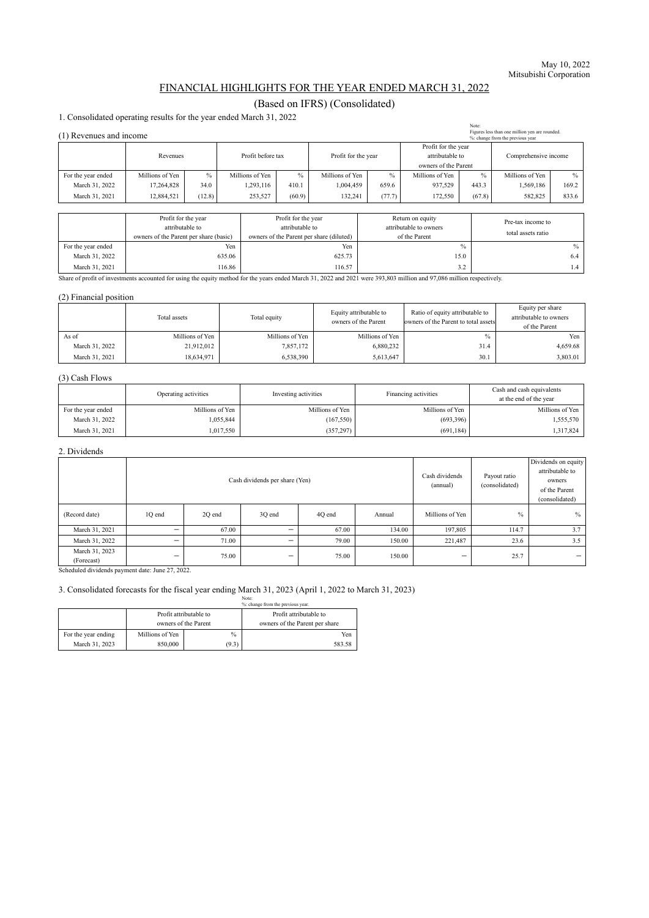May 10, 2022
Mitsubishi Corporation

# FINANCIAL HIGHLIGHTS FOR THE YEAR ENDED MARCH 31, 2022

## (Based on IFRS) (Consolidated)

### 1. Consolidated operating results for the year ended March 31, 2022

#### (1) Revenues and income

Note:
Figures less than one million yen are rounded.
%: change from the previous year

| | Revenues | | Profit before tax | | Profit for the year | | Profit for the year attributable to owners of the Parent | | Comprehensive income | |
|---|---|---|---|---|---|---|---|---|---|---|
| For the year ended | Millions of Yen | % | Millions of Yen | % | Millions of Yen | % | Millions of Yen | % | Millions of Yen | % |
| March 31, 2022 | 17,264,828 | 34.0 | 1,293,116 | 410.1 | 1,004,459 | 659.6 | 937,529 | 443.3 | 1,569,186 | 169.2 |
| March 31, 2021 | 12,884,521 | (12.8) | 253,527 | (60.9) | 132,241 | (77.7) | 172,550 | (67.8) | 582,825 | 833.6 |

| | Profit for the year attributable to owners of the Parent per share (basic) | Profit for the year attributable to owners of the Parent per share (diluted) | Return on equity attributable to owners of the Parent | Pre-tax income to total assets ratio |
|---|---|---|---|---|
| For the year ended | Yen | Yen | % | % |
| March 31, 2022 | 635.06 | 625.73 | 15.0 | 6.4 |
| March 31, 2021 | 116.86 | 116.57 | 3.2 | 1.4 |

Share of profit of investments accounted for using the equity method for the years ended March 31, 2022 and 2021 were 393,803 million and 97,086 million respectively.

#### (2) Financial position

| | Total assets | Total equity | Equity attributable to owners of the Parent | Ratio of equity attributable to owners of the Parent to total assets | Equity per share attributable to owners of the Parent |
|---|---|---|---|---|---|
| As of | Millions of Yen | Millions of Yen | Millions of Yen | % | Yen |
| March 31, 2022 | 21,912,012 | 7,857,172 | 6,880,232 | 31.4 | 4,659.68 |
| March 31, 2021 | 18,634,971 | 6,538,390 | 5,613,647 | 30.1 | 3,803.01 |

#### (3) Cash Flows

| | Operating activities | Investing activities | Financing activities | Cash and cash equivalents at the end of the year |
|---|---|---|---|---|
| For the year ended | Millions of Yen | Millions of Yen | Millions of Yen | Millions of Yen |
| March 31, 2022 | 1,055,844 | (167,550) | (693,396) | 1,555,570 |
| March 31, 2021 | 1,017,550 | (357,297) | (691,184) | 1,317,824 |

### 2. Dividends

| | Cash dividends per share (Yen) | | | | | Cash dividends (annual) | Payout ratio (consolidated) | Dividends on equity attributable to owners of the Parent (consolidated) |
|---|---|---|---|---|---|---|---|---|
| (Record date) | 1Q end | 2Q end | 3Q end | 4Q end | Annual | Millions of Yen | % | % |
| March 31, 2021 | − | 67.00 | − | 67.00 | 134.00 | 197,805 | 114.7 | 3.7 |
| March 31, 2022 | − | 71.00 | − | 79.00 | 150.00 | 221,487 | 23.6 | 3.5 |
| March 31, 2023 (Forecast) | − | 75.00 | − | 75.00 | 150.00 | − | 25.7 | − |

Scheduled dividends payment date: June 27, 2022.

### 3. Consolidated forecasts for the fiscal year ending March 31, 2023 (April 1, 2022 to March 31, 2023)

Note:
%: change from the previous year.

| | Profit attributable to owners of the Parent | | Profit attributable to owners of the Parent per share |
|---|---|---|---|
| For the year ending | Millions of Yen | % | Yen |
| March 31, 2023 | 850,000 | (9.3) | 583.58 |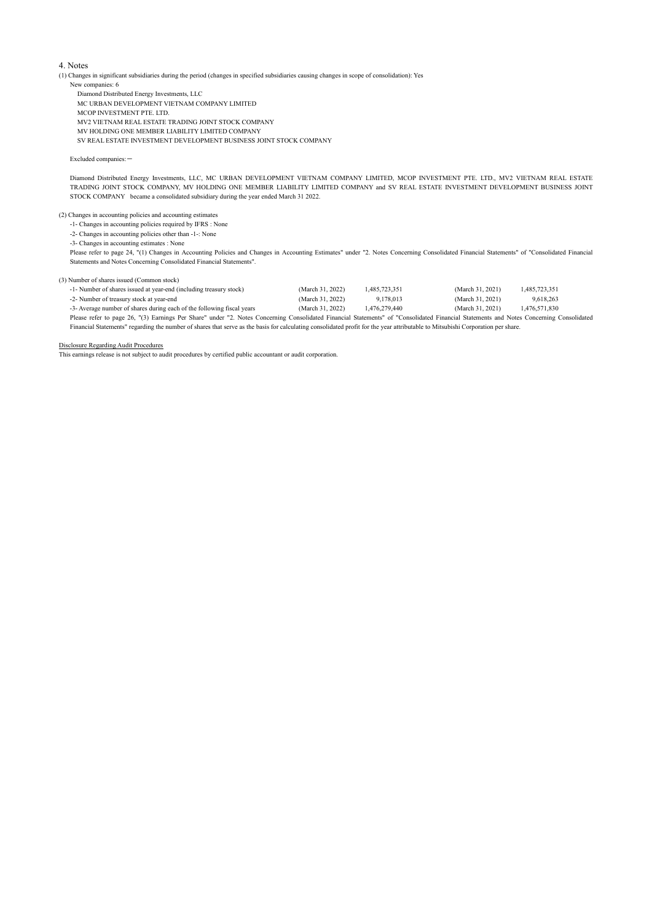## 4. Notes

(1) Changes in significant subsidiaries during the period (changes in specified subsidiaries causing changes in scope of consolidation): Yes

New companies: 6

Diamond Distributed Energy Investments, LLC

MC URBAN DEVELOPMENT VIETNAM COMPANY LIMITED

MCOP INVESTMENT PTE. LTD.

MV2 VIETNAM REAL ESTATE TRADING JOINT STOCK COMPANY

MV HOLDING ONE MEMBER LIABILITY LIMITED COMPANY

SV REAL ESTATE INVESTMENT DEVELOPMENT BUSINESS JOINT STOCK COMPANY

Excluded companies:－

Diamond Distributed Energy Investments, LLC, MC URBAN DEVELOPMENT VIETNAM COMPANY LIMITED, MCOP INVESTMENT PTE. LTD., MV2 VIETNAM REAL ESTATE TRADING JOINT STOCK COMPANY, MV HOLDING ONE MEMBER LIABILITY LIMITED COMPANY and SV REAL ESTATE INVESTMENT DEVELOPMENT BUSINESS JOINT STOCK COMPANY became a consolidated subsidiary during the year ended March 31 2022.

(2) Changes in accounting policies and accounting estimates

-1- Changes in accounting policies required by IFRS : None

-2- Changes in accounting policies other than -1-: None

-3- Changes in accounting estimates : None

Please refer to page 24, "(1) Changes in Accounting Policies and Changes in Accounting Estimates" under "2. Notes Concerning Consolidated Financial Statements" of "Consolidated Financial Statements and Notes Concerning Consolidated Financial Statements".

(3) Number of shares issued (Common stock)

| | | | | |
|---|---|---|---|---|
| -1- Number of shares issued at year-end (including treasury stock) | (March 31, 2022) | 1,485,723,351 | (March 31, 2021) | 1,485,723,351 |
| -2- Number of treasury stock at year-end | (March 31, 2022) | 9,178,013 | (March 31, 2021) | 9,618,263 |
| -3- Average number of shares during each of the following fiscal years | (March 31, 2022) | 1,476,279,440 | (March 31, 2021) | 1,476,571,830 |

Please refer to page 26, "(3) Earnings Per Share" under "2. Notes Concerning Consolidated Financial Statements" of "Consolidated Financial Statements and Notes Concerning Consolidated Financial Statements" regarding the number of shares that serve as the basis for calculating consolidated profit for the year attributable to Mitsubishi Corporation per share.

Disclosure Regarding Audit Procedures

This earnings release is not subject to audit procedures by certified public accountant or audit corporation.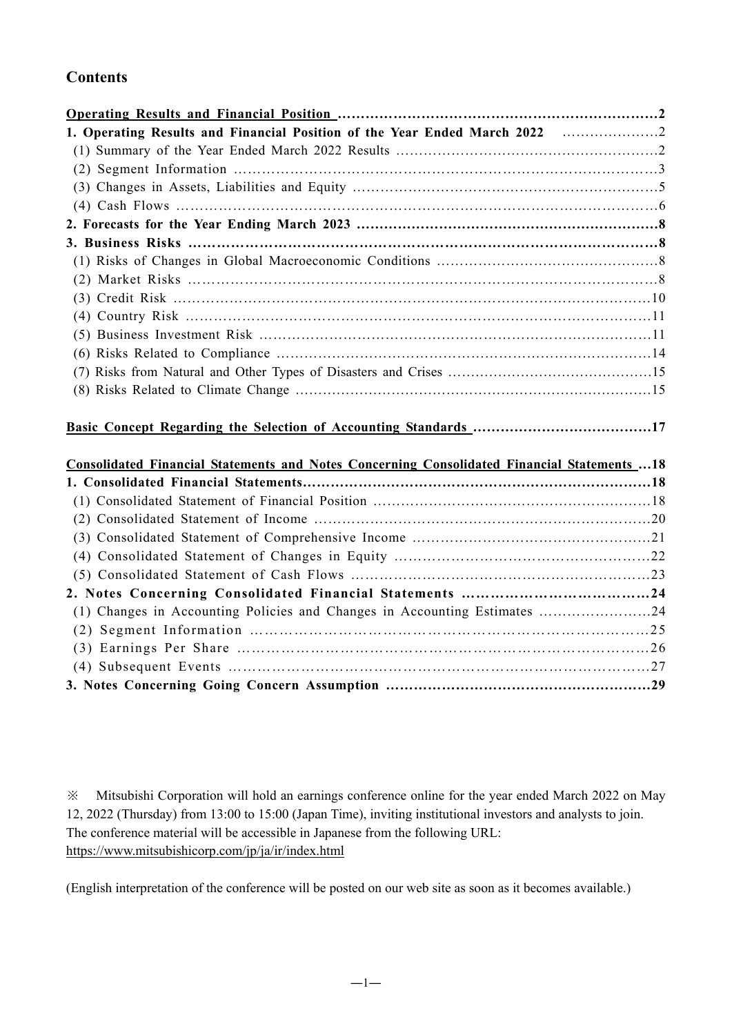## Contents

| | |
|---|---|
| **Operating Results and Financial Position** | **2** |
| **1. Operating Results and Financial Position of the Year Ended March 2022** | 2 |
| (1) Summary of the Year Ended March 2022 Results | 2 |
| (2) Segment Information | 3 |
| (3) Changes in Assets, Liabilities and Equity | 5 |
| (4) Cash Flows | 6 |
| **2. Forecasts for the Year Ending March 2023** | **8** |
| **3. Business Risks** | **8** |
| (1) Risks of Changes in Global Macroeconomic Conditions | 8 |
| (2) Market Risks | 8 |
| (3) Credit Risk | 10 |
| (4) Country Risk | 11 |
| (5) Business Investment Risk | 11 |
| (6) Risks Related to Compliance | 14 |
| (7) Risks from Natural and Other Types of Disasters and Crises | 15 |
| (8) Risks Related to Climate Change | 15 |
| | |
| **Basic Concept Regarding the Selection of Accounting Standards** | **17** |
| | |
| **Consolidated Financial Statements and Notes Concerning Consolidated Financial Statements** | **18** |
| **1. Consolidated Financial Statements** | **18** |
| (1) Consolidated Statement of Financial Position | 18 |
| (2) Consolidated Statement of Income | 20 |
| (3) Consolidated Statement of Comprehensive Income | 21 |
| (4) Consolidated Statement of Changes in Equity | 22 |
| (5) Consolidated Statement of Cash Flows | 23 |
| **2. Notes Concerning Consolidated Financial Statements** | **24** |
| (1) Changes in Accounting Policies and Changes in Accounting Estimates | 24 |
| (2) Segment Information | 25 |
| (3) Earnings Per Share | 26 |
| (4) Subsequent Events | 27 |
| **3. Notes Concerning Going Concern Assumption** | **29** |

※ Mitsubishi Corporation will hold an earnings conference online for the year ended March 2022 on May 12, 2022 (Thursday) from 13:00 to 15:00 (Japan Time), inviting institutional investors and analysts to join. The conference material will be accessible in Japanese from the following URL:
https://www.mitsubishicorp.com/jp/ja/ir/index.html

(English interpretation of the conference will be posted on our web site as soon as it becomes available.)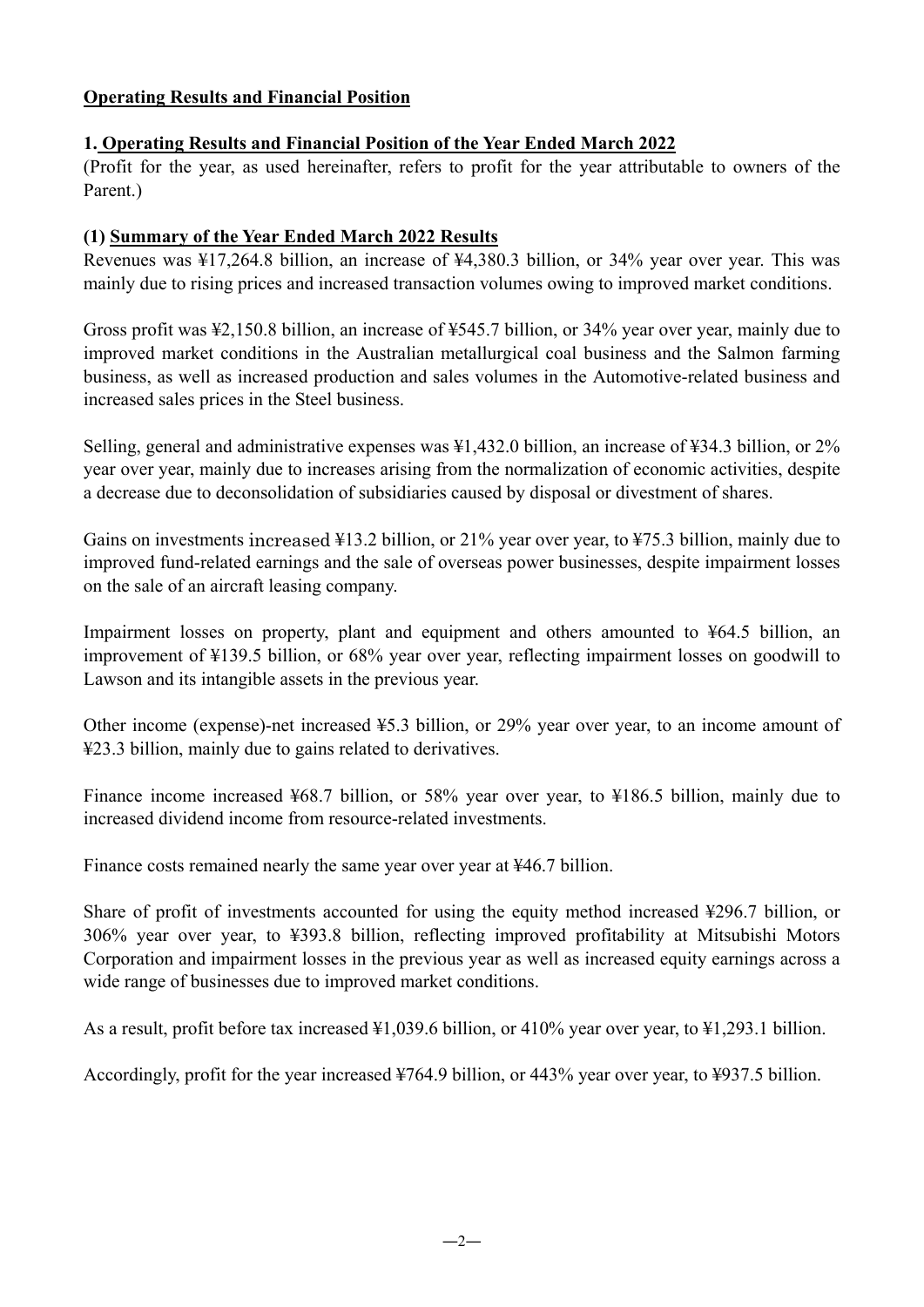## Operating Results and Financial Position

### 1. Operating Results and Financial Position of the Year Ended March 2022

(Profit for the year, as used hereinafter, refers to profit for the year attributable to owners of the Parent.)

#### (1) Summary of the Year Ended March 2022 Results

Revenues was ¥17,264.8 billion, an increase of ¥4,380.3 billion, or 34% year over year. This was mainly due to rising prices and increased transaction volumes owing to improved market conditions.

Gross profit was ¥2,150.8 billion, an increase of ¥545.7 billion, or 34% year over year, mainly due to improved market conditions in the Australian metallurgical coal business and the Salmon farming business, as well as increased production and sales volumes in the Automotive-related business and increased sales prices in the Steel business.

Selling, general and administrative expenses was ¥1,432.0 billion, an increase of ¥34.3 billion, or 2% year over year, mainly due to increases arising from the normalization of economic activities, despite a decrease due to deconsolidation of subsidiaries caused by disposal or divestment of shares.

Gains on investments increased ¥13.2 billion, or 21% year over year, to ¥75.3 billion, mainly due to improved fund-related earnings and the sale of overseas power businesses, despite impairment losses on the sale of an aircraft leasing company.

Impairment losses on property, plant and equipment and others amounted to ¥64.5 billion, an improvement of ¥139.5 billion, or 68% year over year, reflecting impairment losses on goodwill to Lawson and its intangible assets in the previous year.

Other income (expense)-net increased ¥5.3 billion, or 29% year over year, to an income amount of ¥23.3 billion, mainly due to gains related to derivatives.

Finance income increased ¥68.7 billion, or 58% year over year, to ¥186.5 billion, mainly due to increased dividend income from resource-related investments.

Finance costs remained nearly the same year over year at ¥46.7 billion.

Share of profit of investments accounted for using the equity method increased ¥296.7 billion, or 306% year over year, to ¥393.8 billion, reflecting improved profitability at Mitsubishi Motors Corporation and impairment losses in the previous year as well as increased equity earnings across a wide range of businesses due to improved market conditions.

As a result, profit before tax increased ¥1,039.6 billion, or 410% year over year, to ¥1,293.1 billion.

Accordingly, profit for the year increased ¥764.9 billion, or 443% year over year, to ¥937.5 billion.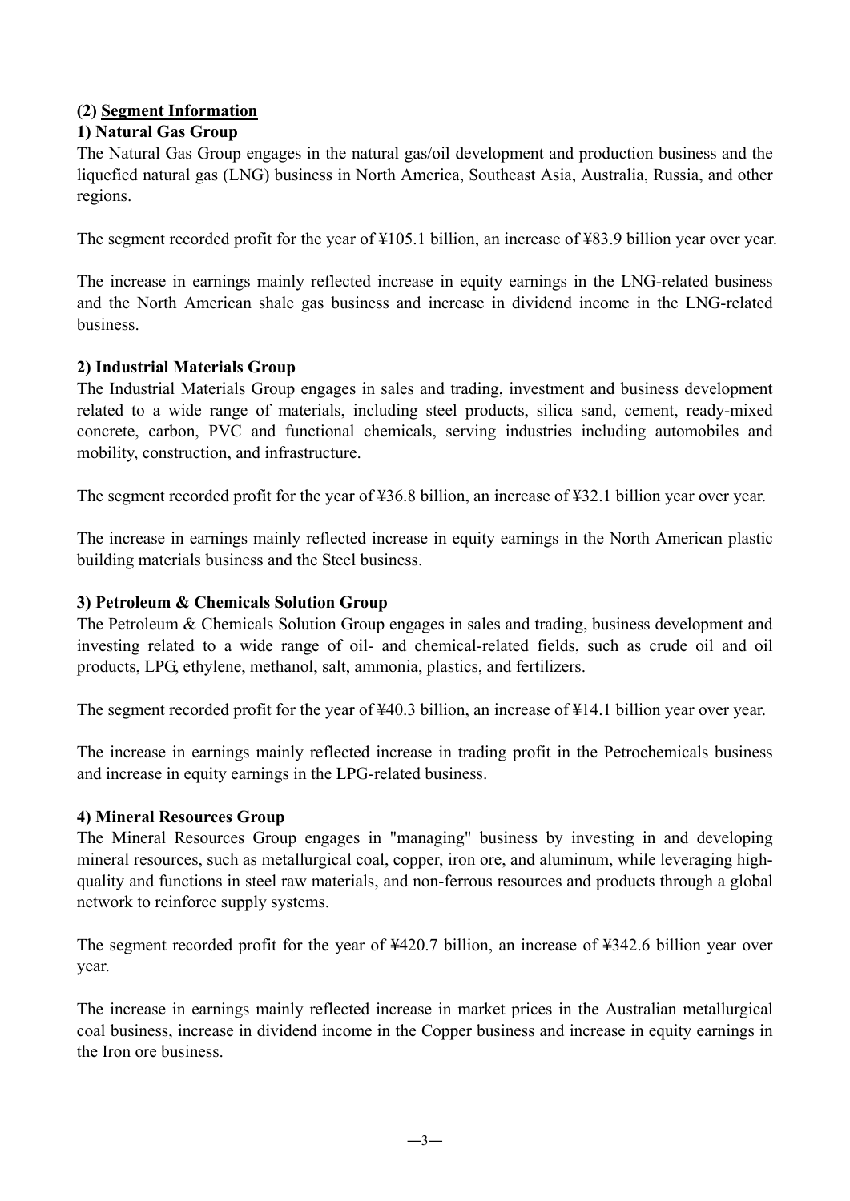## (2) Segment Information

### 1) Natural Gas Group

The Natural Gas Group engages in the natural gas/oil development and production business and the liquefied natural gas (LNG) business in North America, Southeast Asia, Australia, Russia, and other regions.

The segment recorded profit for the year of ¥105.1 billion, an increase of ¥83.9 billion year over year.

The increase in earnings mainly reflected increase in equity earnings in the LNG-related business and the North American shale gas business and increase in dividend income in the LNG-related business.

### 2) Industrial Materials Group

The Industrial Materials Group engages in sales and trading, investment and business development related to a wide range of materials, including steel products, silica sand, cement, ready-mixed concrete, carbon, PVC and functional chemicals, serving industries including automobiles and mobility, construction, and infrastructure.

The segment recorded profit for the year of ¥36.8 billion, an increase of ¥32.1 billion year over year.

The increase in earnings mainly reflected increase in equity earnings in the North American plastic building materials business and the Steel business.

### 3) Petroleum & Chemicals Solution Group

The Petroleum & Chemicals Solution Group engages in sales and trading, business development and investing related to a wide range of oil- and chemical-related fields, such as crude oil and oil products, LPG, ethylene, methanol, salt, ammonia, plastics, and fertilizers.

The segment recorded profit for the year of ¥40.3 billion, an increase of ¥14.1 billion year over year.

The increase in earnings mainly reflected increase in trading profit in the Petrochemicals business and increase in equity earnings in the LPG-related business.

### 4) Mineral Resources Group

The Mineral Resources Group engages in "managing" business by investing in and developing mineral resources, such as metallurgical coal, copper, iron ore, and aluminum, while leveraging high-quality and functions in steel raw materials, and non-ferrous resources and products through a global network to reinforce supply systems.

The segment recorded profit for the year of ¥420.7 billion, an increase of ¥342.6 billion year over year.

The increase in earnings mainly reflected increase in market prices in the Australian metallurgical coal business, increase in dividend income in the Copper business and increase in equity earnings in the Iron ore business.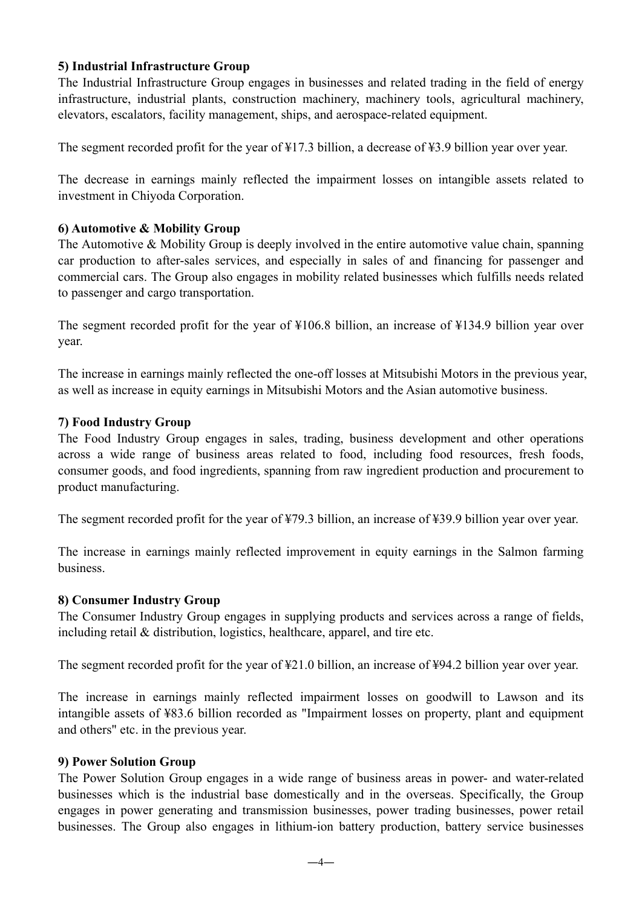**5) Industrial Infrastructure Group**

The Industrial Infrastructure Group engages in businesses and related trading in the field of energy infrastructure, industrial plants, construction machinery, machinery tools, agricultural machinery, elevators, escalators, facility management, ships, and aerospace-related equipment.

The segment recorded profit for the year of ¥17.3 billion, a decrease of ¥3.9 billion year over year.

The decrease in earnings mainly reflected the impairment losses on intangible assets related to investment in Chiyoda Corporation.

**6) Automotive & Mobility Group**

The Automotive & Mobility Group is deeply involved in the entire automotive value chain, spanning car production to after-sales services, and especially in sales of and financing for passenger and commercial cars. The Group also engages in mobility related businesses which fulfills needs related to passenger and cargo transportation.

The segment recorded profit for the year of ¥106.8 billion, an increase of ¥134.9 billion year over year.

The increase in earnings mainly reflected the one-off losses at Mitsubishi Motors in the previous year, as well as increase in equity earnings in Mitsubishi Motors and the Asian automotive business.

**7) Food Industry Group**

The Food Industry Group engages in sales, trading, business development and other operations across a wide range of business areas related to food, including food resources, fresh foods, consumer goods, and food ingredients, spanning from raw ingredient production and procurement to product manufacturing.

The segment recorded profit for the year of ¥79.3 billion, an increase of ¥39.9 billion year over year.

The increase in earnings mainly reflected improvement in equity earnings in the Salmon farming business.

**8) Consumer Industry Group**

The Consumer Industry Group engages in supplying products and services across a range of fields, including retail & distribution, logistics, healthcare, apparel, and tire etc.

The segment recorded profit for the year of ¥21.0 billion, an increase of ¥94.2 billion year over year.

The increase in earnings mainly reflected impairment losses on goodwill to Lawson and its intangible assets of ¥83.6 billion recorded as "Impairment losses on property, plant and equipment and others" etc. in the previous year.

**9) Power Solution Group**

The Power Solution Group engages in a wide range of business areas in power- and water-related businesses which is the industrial base domestically and in the overseas. Specifically, the Group engages in power generating and transmission businesses, power trading businesses, power retail businesses. The Group also engages in lithium-ion battery production, battery service businesses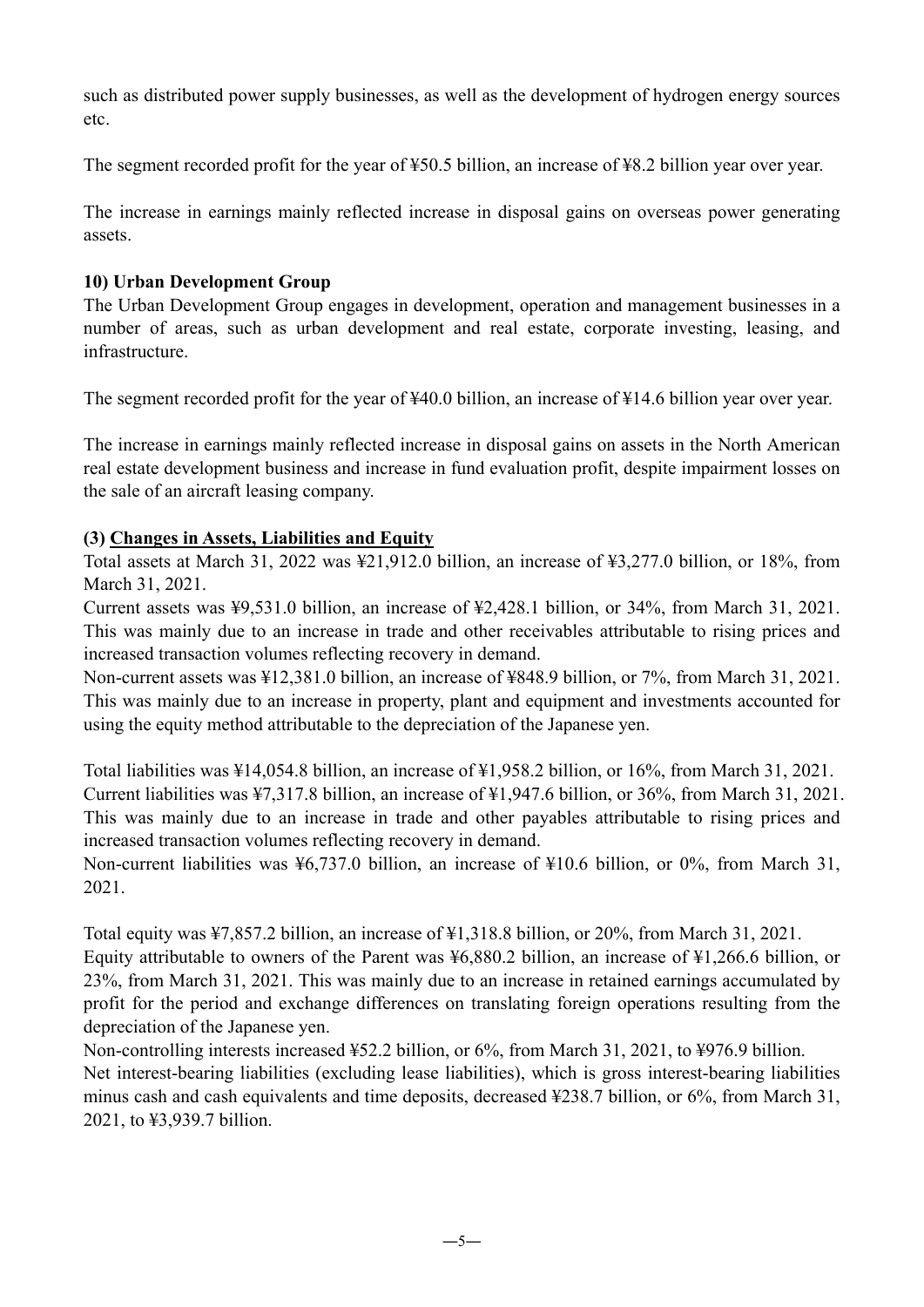such as distributed power supply businesses, as well as the development of hydrogen energy sources etc.

The segment recorded profit for the year of ¥50.5 billion, an increase of ¥8.2 billion year over year.

The increase in earnings mainly reflected increase in disposal gains on overseas power generating assets.

**10) Urban Development Group**

The Urban Development Group engages in development, operation and management businesses in a number of areas, such as urban development and real estate, corporate investing, leasing, and infrastructure.

The segment recorded profit for the year of ¥40.0 billion, an increase of ¥14.6 billion year over year.

The increase in earnings mainly reflected increase in disposal gains on assets in the North American real estate development business and increase in fund evaluation profit, despite impairment losses on the sale of an aircraft leasing company.

**(3) Changes in Assets, Liabilities and Equity**

Total assets at March 31, 2022 was ¥21,912.0 billion, an increase of ¥3,277.0 billion, or 18%, from March 31, 2021.

Current assets was ¥9,531.0 billion, an increase of ¥2,428.1 billion, or 34%, from March 31, 2021. This was mainly due to an increase in trade and other receivables attributable to rising prices and increased transaction volumes reflecting recovery in demand.

Non-current assets was ¥12,381.0 billion, an increase of ¥848.9 billion, or 7%, from March 31, 2021. This was mainly due to an increase in property, plant and equipment and investments accounted for using the equity method attributable to the depreciation of the Japanese yen.

Total liabilities was ¥14,054.8 billion, an increase of ¥1,958.2 billion, or 16%, from March 31, 2021.

Current liabilities was ¥7,317.8 billion, an increase of ¥1,947.6 billion, or 36%, from March 31, 2021. This was mainly due to an increase in trade and other payables attributable to rising prices and increased transaction volumes reflecting recovery in demand.

Non-current liabilities was ¥6,737.0 billion, an increase of ¥10.6 billion, or 0%, from March 31, 2021.

Total equity was ¥7,857.2 billion, an increase of ¥1,318.8 billion, or 20%, from March 31, 2021.

Equity attributable to owners of the Parent was ¥6,880.2 billion, an increase of ¥1,266.6 billion, or 23%, from March 31, 2021. This was mainly due to an increase in retained earnings accumulated by profit for the period and exchange differences on translating foreign operations resulting from the depreciation of the Japanese yen.

Non-controlling interests increased ¥52.2 billion, or 6%, from March 31, 2021, to ¥976.9 billion.

Net interest-bearing liabilities (excluding lease liabilities), which is gross interest-bearing liabilities minus cash and cash equivalents and time deposits, decreased ¥238.7 billion, or 6%, from March 31, 2021, to ¥3,939.7 billion.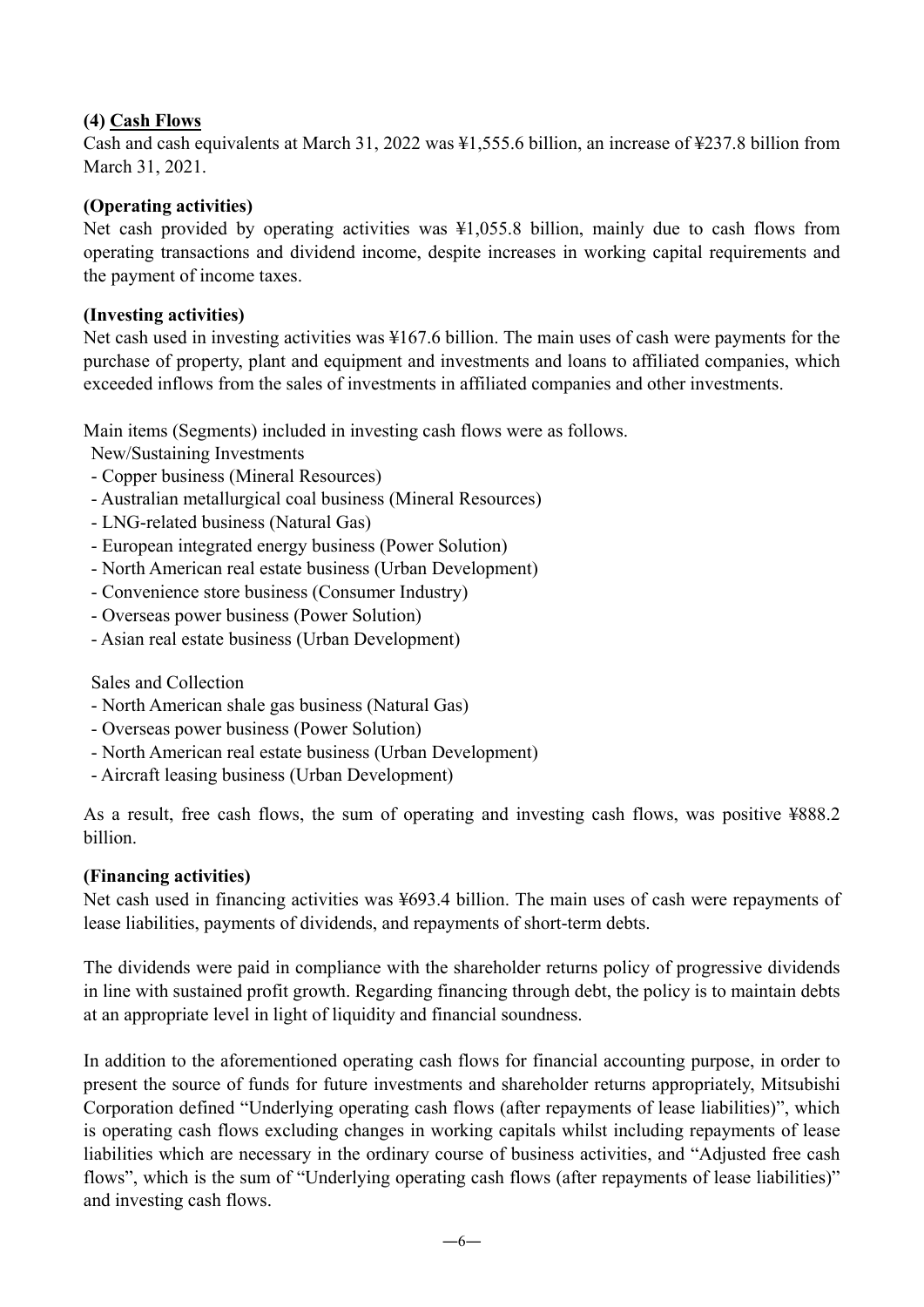### (4) **Cash Flows**

Cash and cash equivalents at March 31, 2022 was ¥1,555.6 billion, an increase of ¥237.8 billion from March 31, 2021.

**(Operating activities)**

Net cash provided by operating activities was ¥1,055.8 billion, mainly due to cash flows from operating transactions and dividend income, despite increases in working capital requirements and the payment of income taxes.

**(Investing activities)**

Net cash used in investing activities was ¥167.6 billion. The main uses of cash were payments for the purchase of property, plant and equipment and investments and loans to affiliated companies, which exceeded inflows from the sales of investments in affiliated companies and other investments.

Main items (Segments) included in investing cash flows were as follows.

New/Sustaining Investments

- Copper business (Mineral Resources)
- Australian metallurgical coal business (Mineral Resources)
- LNG-related business (Natural Gas)
- European integrated energy business (Power Solution)
- North American real estate business (Urban Development)
- Convenience store business (Consumer Industry)
- Overseas power business (Power Solution)
- Asian real estate business (Urban Development)

Sales and Collection

- North American shale gas business (Natural Gas)
- Overseas power business (Power Solution)
- North American real estate business (Urban Development)
- Aircraft leasing business (Urban Development)

As a result, free cash flows, the sum of operating and investing cash flows, was positive ¥888.2 billion.

**(Financing activities)**

Net cash used in financing activities was ¥693.4 billion. The main uses of cash were repayments of lease liabilities, payments of dividends, and repayments of short-term debts.

The dividends were paid in compliance with the shareholder returns policy of progressive dividends in line with sustained profit growth. Regarding financing through debt, the policy is to maintain debts at an appropriate level in light of liquidity and financial soundness.

In addition to the aforementioned operating cash flows for financial accounting purpose, in order to present the source of funds for future investments and shareholder returns appropriately, Mitsubishi Corporation defined "Underlying operating cash flows (after repayments of lease liabilities)", which is operating cash flows excluding changes in working capitals whilst including repayments of lease liabilities which are necessary in the ordinary course of business activities, and "Adjusted free cash flows", which is the sum of "Underlying operating cash flows (after repayments of lease liabilities)" and investing cash flows.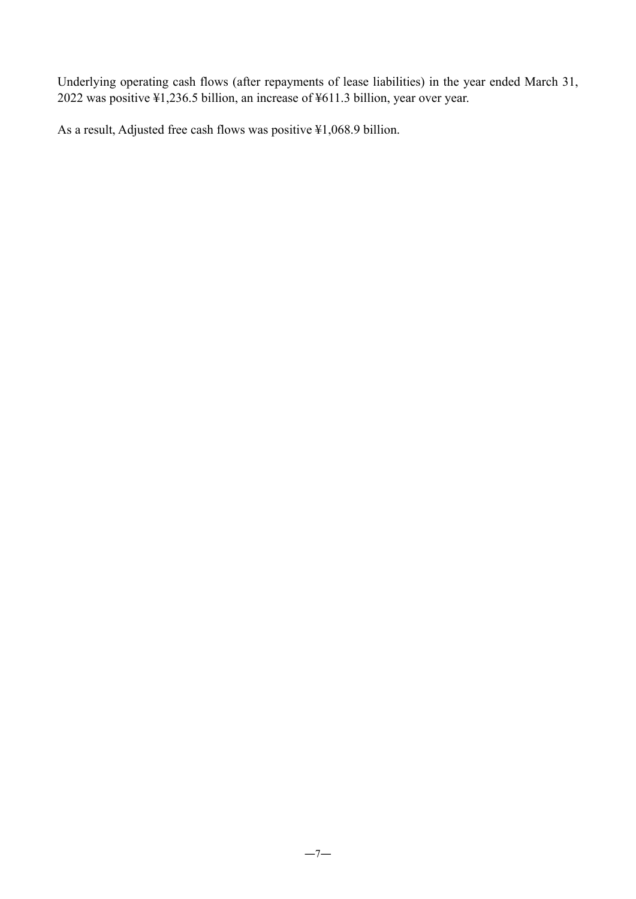Underlying operating cash flows (after repayments of lease liabilities) in the year ended March 31, 2022 was positive ¥1,236.5 billion, an increase of ¥611.3 billion, year over year.

As a result, Adjusted free cash flows was positive ¥1,068.9 billion.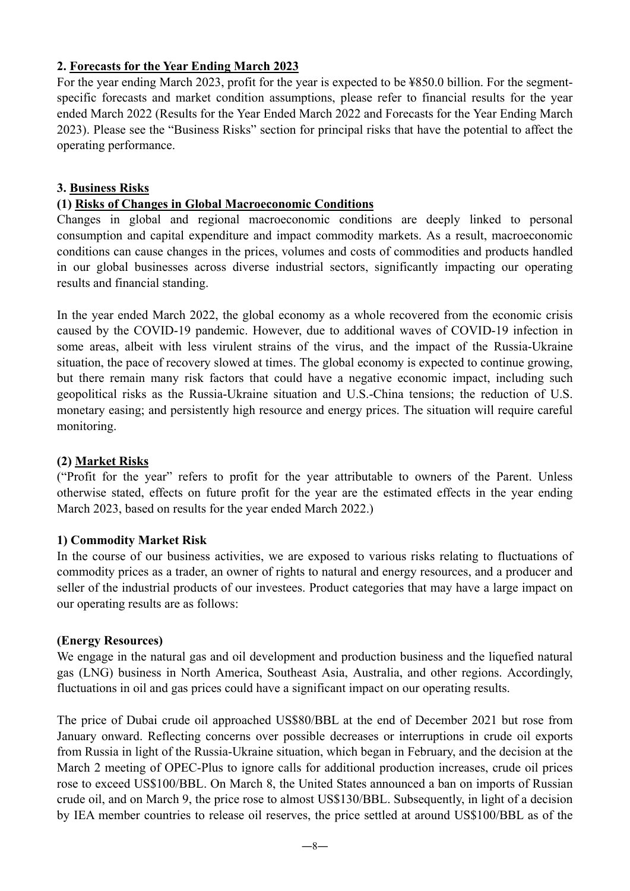## 2. Forecasts for the Year Ending March 2023

For the year ending March 2023, profit for the year is expected to be ¥850.0 billion. For the segment-specific forecasts and market condition assumptions, please refer to financial results for the year ended March 2022 (Results for the Year Ended March 2022 and Forecasts for the Year Ending March 2023). Please see the "Business Risks" section for principal risks that have the potential to affect the operating performance.

## 3. Business Risks

### (1) Risks of Changes in Global Macroeconomic Conditions

Changes in global and regional macroeconomic conditions are deeply linked to personal consumption and capital expenditure and impact commodity markets. As a result, macroeconomic conditions can cause changes in the prices, volumes and costs of commodities and products handled in our global businesses across diverse industrial sectors, significantly impacting our operating results and financial standing.

In the year ended March 2022, the global economy as a whole recovered from the economic crisis caused by the COVID-19 pandemic. However, due to additional waves of COVID-19 infection in some areas, albeit with less virulent strains of the virus, and the impact of the Russia-Ukraine situation, the pace of recovery slowed at times. The global economy is expected to continue growing, but there remain many risk factors that could have a negative economic impact, including such geopolitical risks as the Russia-Ukraine situation and U.S.-China tensions; the reduction of U.S. monetary easing; and persistently high resource and energy prices. The situation will require careful monitoring.

### (2) Market Risks

("Profit for the year" refers to profit for the year attributable to owners of the Parent. Unless otherwise stated, effects on future profit for the year are the estimated effects in the year ending March 2023, based on results for the year ended March 2022.)

#### 1) Commodity Market Risk

In the course of our business activities, we are exposed to various risks relating to fluctuations of commodity prices as a trader, an owner of rights to natural and energy resources, and a producer and seller of the industrial products of our investees. Product categories that may have a large impact on our operating results are as follows:

**(Energy Resources)**

We engage in the natural gas and oil development and production business and the liquefied natural gas (LNG) business in North America, Southeast Asia, Australia, and other regions. Accordingly, fluctuations in oil and gas prices could have a significant impact on our operating results.

The price of Dubai crude oil approached US$80/BBL at the end of December 2021 but rose from January onward. Reflecting concerns over possible decreases or interruptions in crude oil exports from Russia in light of the Russia-Ukraine situation, which began in February, and the decision at the March 2 meeting of OPEC-Plus to ignore calls for additional production increases, crude oil prices rose to exceed US$100/BBL. On March 8, the United States announced a ban on imports of Russian crude oil, and on March 9, the price rose to almost US$130/BBL. Subsequently, in light of a decision by IEA member countries to release oil reserves, the price settled at around US$100/BBL as of the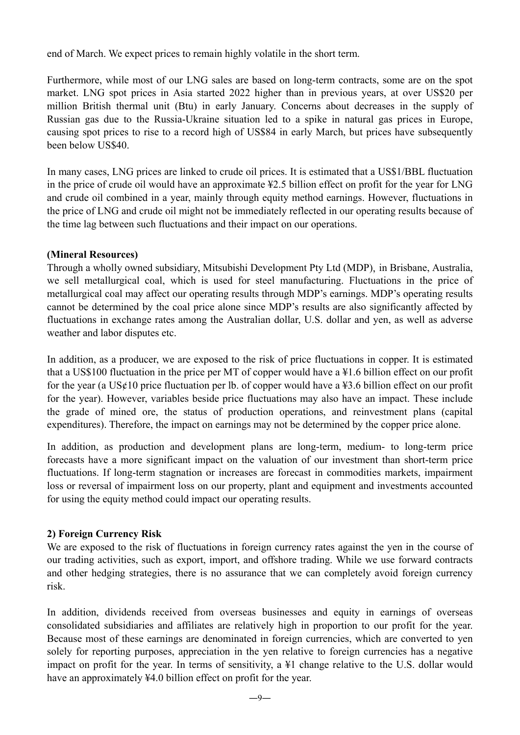end of March. We expect prices to remain highly volatile in the short term.

Furthermore, while most of our LNG sales are based on long-term contracts, some are on the spot market. LNG spot prices in Asia started 2022 higher than in previous years, at over US$20 per million British thermal unit (Btu) in early January. Concerns about decreases in the supply of Russian gas due to the Russia-Ukraine situation led to a spike in natural gas prices in Europe, causing spot prices to rise to a record high of US$84 in early March, but prices have subsequently been below US$40.

In many cases, LNG prices are linked to crude oil prices. It is estimated that a US$1/BBL fluctuation in the price of crude oil would have an approximate ¥2.5 billion effect on profit for the year for LNG and crude oil combined in a year, mainly through equity method earnings. However, fluctuations in the price of LNG and crude oil might not be immediately reflected in our operating results because of the time lag between such fluctuations and their impact on our operations.

**(Mineral Resources)**

Through a wholly owned subsidiary, Mitsubishi Development Pty Ltd (MDP), in Brisbane, Australia, we sell metallurgical coal, which is used for steel manufacturing. Fluctuations in the price of metallurgical coal may affect our operating results through MDP's earnings. MDP's operating results cannot be determined by the coal price alone since MDP's results are also significantly affected by fluctuations in exchange rates among the Australian dollar, U.S. dollar and yen, as well as adverse weather and labor disputes etc.

In addition, as a producer, we are exposed to the risk of price fluctuations in copper. It is estimated that a US$100 fluctuation in the price per MT of copper would have a ¥1.6 billion effect on our profit for the year (a US¢10 price fluctuation per lb. of copper would have a ¥3.6 billion effect on our profit for the year). However, variables beside price fluctuations may also have an impact. These include the grade of mined ore, the status of production operations, and reinvestment plans (capital expenditures). Therefore, the impact on earnings may not be determined by the copper price alone.

In addition, as production and development plans are long-term, medium- to long-term price forecasts have a more significant impact on the valuation of our investment than short-term price fluctuations. If long-term stagnation or increases are forecast in commodities markets, impairment loss or reversal of impairment loss on our property, plant and equipment and investments accounted for using the equity method could impact our operating results.

**2) Foreign Currency Risk**

We are exposed to the risk of fluctuations in foreign currency rates against the yen in the course of our trading activities, such as export, import, and offshore trading. While we use forward contracts and other hedging strategies, there is no assurance that we can completely avoid foreign currency risk.

In addition, dividends received from overseas businesses and equity in earnings of overseas consolidated subsidiaries and affiliates are relatively high in proportion to our profit for the year. Because most of these earnings are denominated in foreign currencies, which are converted to yen solely for reporting purposes, appreciation in the yen relative to foreign currencies has a negative impact on profit for the year. In terms of sensitivity, a ¥1 change relative to the U.S. dollar would have an approximately ¥4.0 billion effect on profit for the year.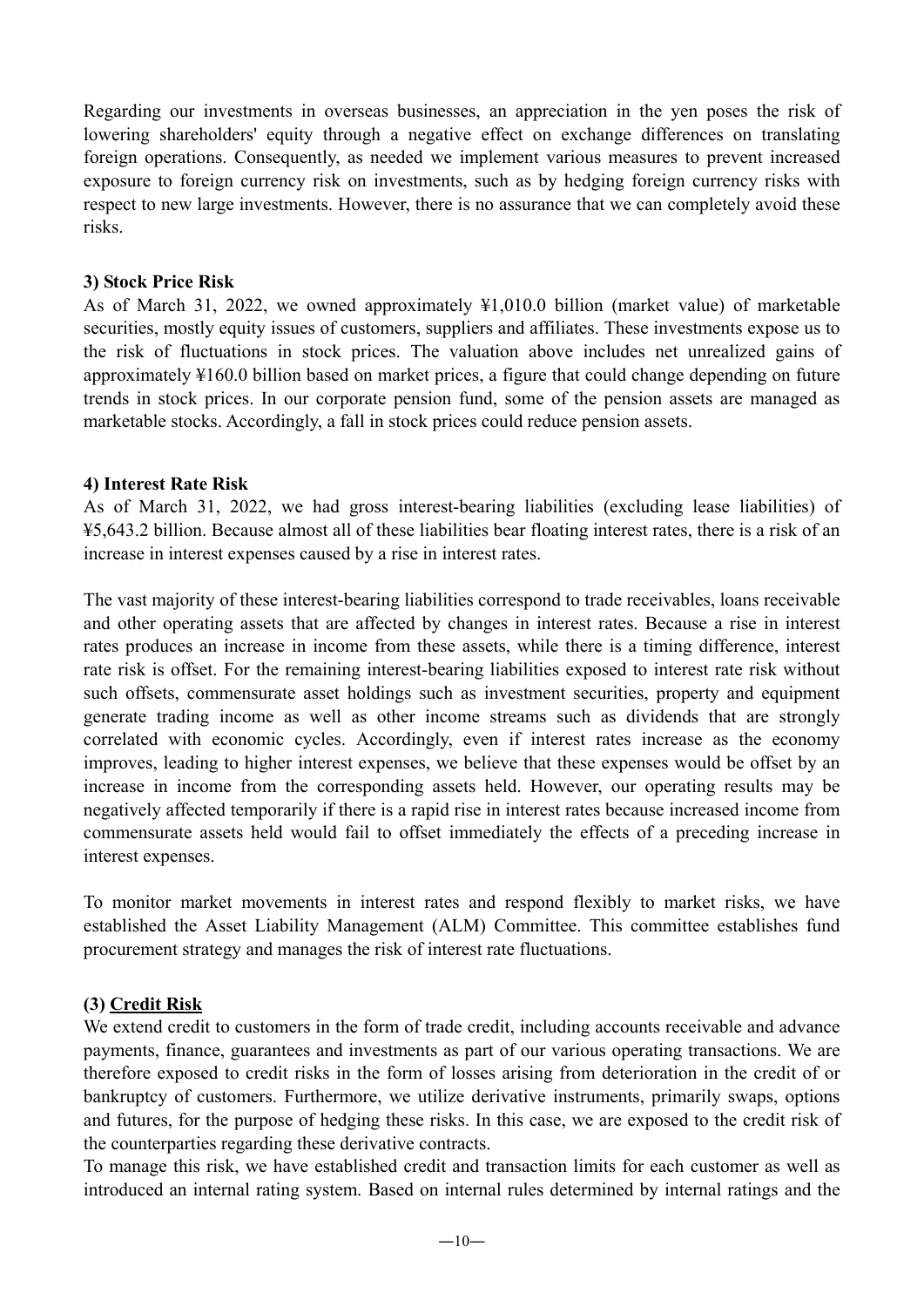Regarding our investments in overseas businesses, an appreciation in the yen poses the risk of lowering shareholders' equity through a negative effect on exchange differences on translating foreign operations. Consequently, as needed we implement various measures to prevent increased exposure to foreign currency risk on investments, such as by hedging foreign currency risks with respect to new large investments. However, there is no assurance that we can completely avoid these risks.

**3) Stock Price Risk**

As of March 31, 2022, we owned approximately ¥1,010.0 billion (market value) of marketable securities, mostly equity issues of customers, suppliers and affiliates. These investments expose us to the risk of fluctuations in stock prices. The valuation above includes net unrealized gains of approximately ¥160.0 billion based on market prices, a figure that could change depending on future trends in stock prices. In our corporate pension fund, some of the pension assets are managed as marketable stocks. Accordingly, a fall in stock prices could reduce pension assets.

**4) Interest Rate Risk**

As of March 31, 2022, we had gross interest-bearing liabilities (excluding lease liabilities) of ¥5,643.2 billion. Because almost all of these liabilities bear floating interest rates, there is a risk of an increase in interest expenses caused by a rise in interest rates.

The vast majority of these interest-bearing liabilities correspond to trade receivables, loans receivable and other operating assets that are affected by changes in interest rates. Because a rise in interest rates produces an increase in income from these assets, while there is a timing difference, interest rate risk is offset. For the remaining interest-bearing liabilities exposed to interest rate risk without such offsets, commensurate asset holdings such as investment securities, property and equipment generate trading income as well as other income streams such as dividends that are strongly correlated with economic cycles. Accordingly, even if interest rates increase as the economy improves, leading to higher interest expenses, we believe that these expenses would be offset by an increase in income from the corresponding assets held. However, our operating results may be negatively affected temporarily if there is a rapid rise in interest rates because increased income from commensurate assets held would fail to offset immediately the effects of a preceding increase in interest expenses.

To monitor market movements in interest rates and respond flexibly to market risks, we have established the Asset Liability Management (ALM) Committee. This committee establishes fund procurement strategy and manages the risk of interest rate fluctuations.

**(3) Credit Risk**

We extend credit to customers in the form of trade credit, including accounts receivable and advance payments, finance, guarantees and investments as part of our various operating transactions. We are therefore exposed to credit risks in the form of losses arising from deterioration in the credit of or bankruptcy of customers. Furthermore, we utilize derivative instruments, primarily swaps, options and futures, for the purpose of hedging these risks. In this case, we are exposed to the credit risk of the counterparties regarding these derivative contracts.

To manage this risk, we have established credit and transaction limits for each customer as well as introduced an internal rating system. Based on internal rules determined by internal ratings and the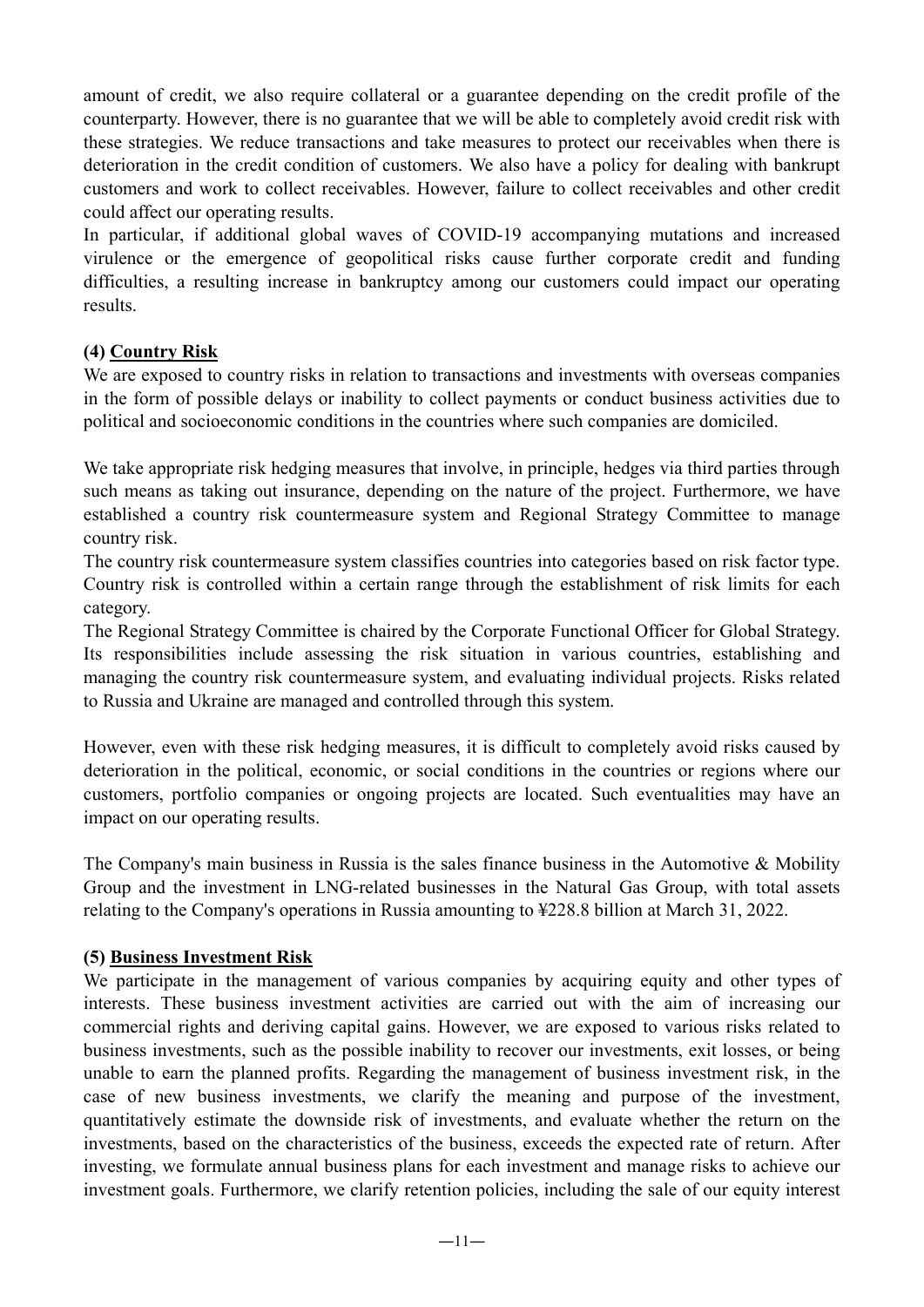amount of credit, we also require collateral or a guarantee depending on the credit profile of the counterparty. However, there is no guarantee that we will be able to completely avoid credit risk with these strategies. We reduce transactions and take measures to protect our receivables when there is deterioration in the credit condition of customers. We also have a policy for dealing with bankrupt customers and work to collect receivables. However, failure to collect receivables and other credit could affect our operating results.

In particular, if additional global waves of COVID-19 accompanying mutations and increased virulence or the emergence of geopolitical risks cause further corporate credit and funding difficulties, a resulting increase in bankruptcy among our customers could impact our operating results.

**(4) Country Risk**

We are exposed to country risks in relation to transactions and investments with overseas companies in the form of possible delays or inability to collect payments or conduct business activities due to political and socioeconomic conditions in the countries where such companies are domiciled.

We take appropriate risk hedging measures that involve, in principle, hedges via third parties through such means as taking out insurance, depending on the nature of the project. Furthermore, we have established a country risk countermeasure system and Regional Strategy Committee to manage country risk.

The country risk countermeasure system classifies countries into categories based on risk factor type. Country risk is controlled within a certain range through the establishment of risk limits for each category.

The Regional Strategy Committee is chaired by the Corporate Functional Officer for Global Strategy. Its responsibilities include assessing the risk situation in various countries, establishing and managing the country risk countermeasure system, and evaluating individual projects. Risks related to Russia and Ukraine are managed and controlled through this system.

However, even with these risk hedging measures, it is difficult to completely avoid risks caused by deterioration in the political, economic, or social conditions in the countries or regions where our customers, portfolio companies or ongoing projects are located. Such eventualities may have an impact on our operating results.

The Company's main business in Russia is the sales finance business in the Automotive & Mobility Group and the investment in LNG-related businesses in the Natural Gas Group, with total assets relating to the Company's operations in Russia amounting to ¥228.8 billion at March 31, 2022.

**(5) Business Investment Risk**

We participate in the management of various companies by acquiring equity and other types of interests. These business investment activities are carried out with the aim of increasing our commercial rights and deriving capital gains. However, we are exposed to various risks related to business investments, such as the possible inability to recover our investments, exit losses, or being unable to earn the planned profits. Regarding the management of business investment risk, in the case of new business investments, we clarify the meaning and purpose of the investment, quantitatively estimate the downside risk of investments, and evaluate whether the return on the investments, based on the characteristics of the business, exceeds the expected rate of return. After investing, we formulate annual business plans for each investment and manage risks to achieve our investment goals. Furthermore, we clarify retention policies, including the sale of our equity interest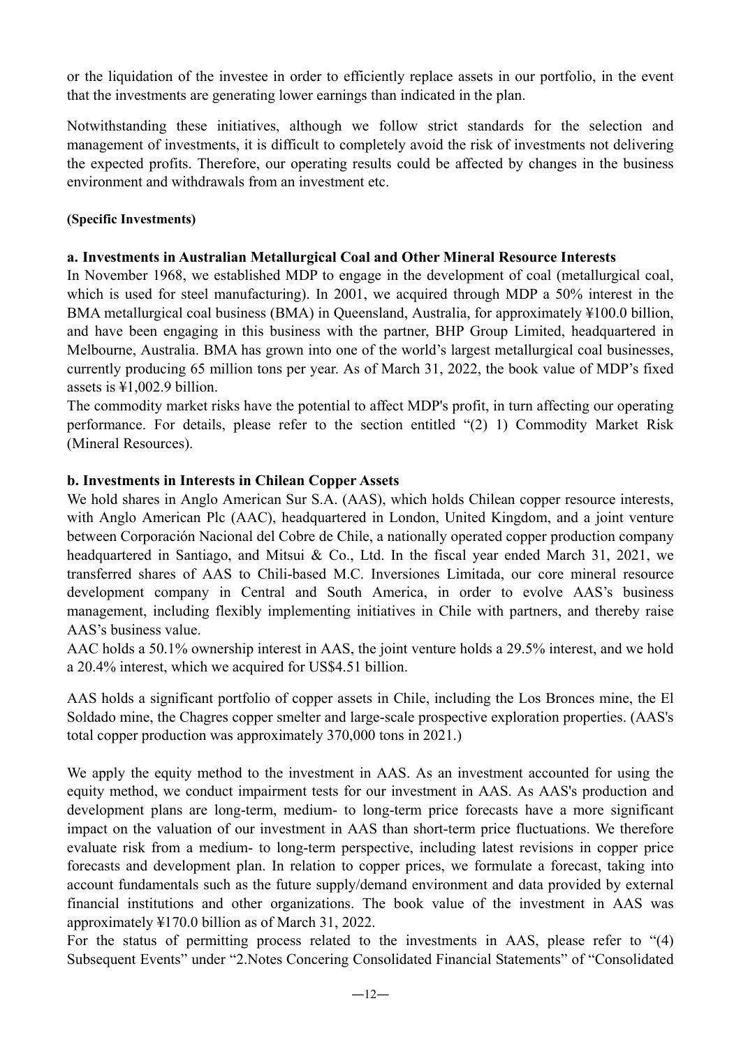or the liquidation of the investee in order to efficiently replace assets in our portfolio, in the event that the investments are generating lower earnings than indicated in the plan.

Notwithstanding these initiatives, although we follow strict standards for the selection and management of investments, it is difficult to completely avoid the risk of investments not delivering the expected profits. Therefore, our operating results could be affected by changes in the business environment and withdrawals from an investment etc.

**(Specific Investments)**

**a. Investments in Australian Metallurgical Coal and Other Mineral Resource Interests**

In November 1968, we established MDP to engage in the development of coal (metallurgical coal, which is used for steel manufacturing). In 2001, we acquired through MDP a 50% interest in the BMA metallurgical coal business (BMA) in Queensland, Australia, for approximately ¥100.0 billion, and have been engaging in this business with the partner, BHP Group Limited, headquartered in Melbourne, Australia. BMA has grown into one of the world's largest metallurgical coal businesses, currently producing 65 million tons per year. As of March 31, 2022, the book value of MDP's fixed assets is ¥1,002.9 billion.

The commodity market risks have the potential to affect MDP's profit, in turn affecting our operating performance. For details, please refer to the section entitled "(2) 1) Commodity Market Risk (Mineral Resources).

**b. Investments in Interests in Chilean Copper Assets**

We hold shares in Anglo American Sur S.A. (AAS), which holds Chilean copper resource interests, with Anglo American Plc (AAC), headquartered in London, United Kingdom, and a joint venture between Corporación Nacional del Cobre de Chile, a nationally operated copper production company headquartered in Santiago, and Mitsui & Co., Ltd. In the fiscal year ended March 31, 2021, we transferred shares of AAS to Chili-based M.C. Inversiones Limitada, our core mineral resource development company in Central and South America, in order to evolve AAS's business management, including flexibly implementing initiatives in Chile with partners, and thereby raise AAS's business value.

AAC holds a 50.1% ownership interest in AAS, the joint venture holds a 29.5% interest, and we hold a 20.4% interest, which we acquired for US$4.51 billion.

AAS holds a significant portfolio of copper assets in Chile, including the Los Bronces mine, the El Soldado mine, the Chagres copper smelter and large-scale prospective exploration properties. (AAS's total copper production was approximately 370,000 tons in 2021.)

We apply the equity method to the investment in AAS. As an investment accounted for using the equity method, we conduct impairment tests for our investment in AAS. As AAS's production and development plans are long-term, medium- to long-term price forecasts have a more significant impact on the valuation of our investment in AAS than short-term price fluctuations. We therefore evaluate risk from a medium- to long-term perspective, including latest revisions in copper price forecasts and development plan. In relation to copper prices, we formulate a forecast, taking into account fundamentals such as the future supply/demand environment and data provided by external financial institutions and other organizations. The book value of the investment in AAS was approximately ¥170.0 billion as of March 31, 2022.

For the status of permitting process related to the investments in AAS, please refer to "(4) Subsequent Events" under "2.Notes Concering Consolidated Financial Statements" of "Consolidated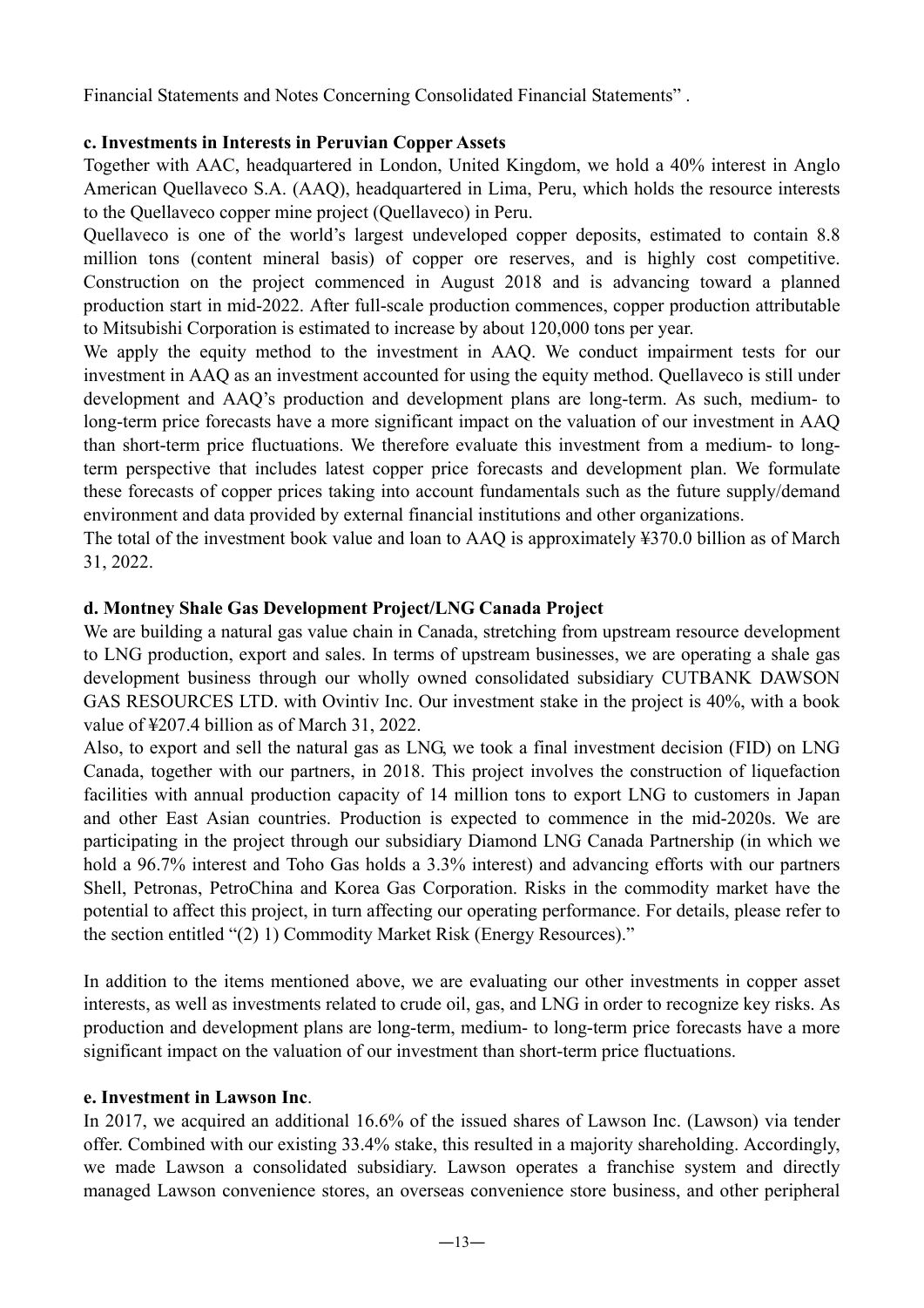Financial Statements and Notes Concerning Consolidated Financial Statements" .

**c. Investments in Interests in Peruvian Copper Assets**

Together with AAC, headquartered in London, United Kingdom, we hold a 40% interest in Anglo American Quellaveco S.A. (AAQ), headquartered in Lima, Peru, which holds the resource interests to the Quellaveco copper mine project (Quellaveco) in Peru.

Quellaveco is one of the world's largest undeveloped copper deposits, estimated to contain 8.8 million tons (content mineral basis) of copper ore reserves, and is highly cost competitive. Construction on the project commenced in August 2018 and is advancing toward a planned production start in mid-2022. After full-scale production commences, copper production attributable to Mitsubishi Corporation is estimated to increase by about 120,000 tons per year.

We apply the equity method to the investment in AAQ. We conduct impairment tests for our investment in AAQ as an investment accounted for using the equity method. Quellaveco is still under development and AAQ's production and development plans are long-term. As such, medium- to long-term price forecasts have a more significant impact on the valuation of our investment in AAQ than short-term price fluctuations. We therefore evaluate this investment from a medium- to long-term perspective that includes latest copper price forecasts and development plan. We formulate these forecasts of copper prices taking into account fundamentals such as the future supply/demand environment and data provided by external financial institutions and other organizations.

The total of the investment book value and loan to AAQ is approximately ¥370.0 billion as of March 31, 2022.

**d. Montney Shale Gas Development Project/LNG Canada Project**

We are building a natural gas value chain in Canada, stretching from upstream resource development to LNG production, export and sales. In terms of upstream businesses, we are operating a shale gas development business through our wholly owned consolidated subsidiary CUTBANK DAWSON GAS RESOURCES LTD. with Ovintiv Inc. Our investment stake in the project is 40%, with a book value of ¥207.4 billion as of March 31, 2022.

Also, to export and sell the natural gas as LNG, we took a final investment decision (FID) on LNG Canada, together with our partners, in 2018. This project involves the construction of liquefaction facilities with annual production capacity of 14 million tons to export LNG to customers in Japan and other East Asian countries. Production is expected to commence in the mid-2020s. We are participating in the project through our subsidiary Diamond LNG Canada Partnership (in which we hold a 96.7% interest and Toho Gas holds a 3.3% interest) and advancing efforts with our partners Shell, Petronas, PetroChina and Korea Gas Corporation. Risks in the commodity market have the potential to affect this project, in turn affecting our operating performance. For details, please refer to the section entitled "(2) 1) Commodity Market Risk (Energy Resources)."

In addition to the items mentioned above, we are evaluating our other investments in copper asset interests, as well as investments related to crude oil, gas, and LNG in order to recognize key risks. As production and development plans are long-term, medium- to long-term price forecasts have a more significant impact on the valuation of our investment than short-term price fluctuations.

**e. Investment in Lawson Inc**.

In 2017, we acquired an additional 16.6% of the issued shares of Lawson Inc. (Lawson) via tender offer. Combined with our existing 33.4% stake, this resulted in a majority shareholding. Accordingly, we made Lawson a consolidated subsidiary. Lawson operates a franchise system and directly managed Lawson convenience stores, an overseas convenience store business, and other peripheral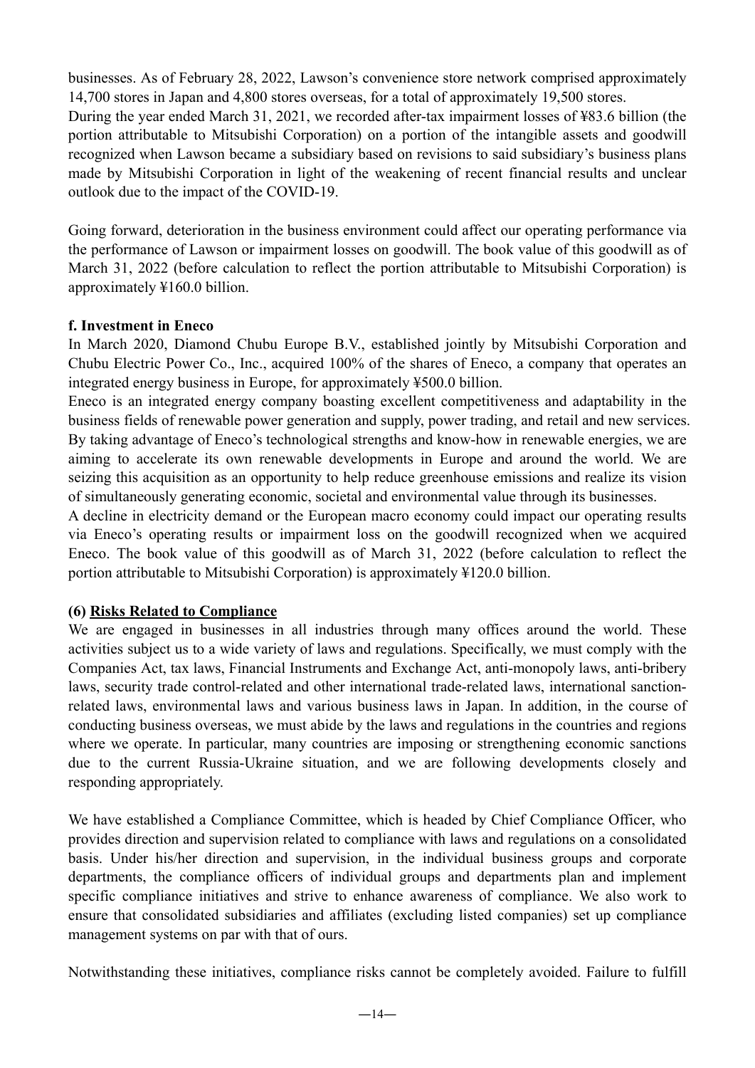businesses. As of February 28, 2022, Lawson's convenience store network comprised approximately 14,700 stores in Japan and 4,800 stores overseas, for a total of approximately 19,500 stores.
During the year ended March 31, 2021, we recorded after-tax impairment losses of ¥83.6 billion (the portion attributable to Mitsubishi Corporation) on a portion of the intangible assets and goodwill recognized when Lawson became a subsidiary based on revisions to said subsidiary's business plans made by Mitsubishi Corporation in light of the weakening of recent financial results and unclear outlook due to the impact of the COVID-19.

Going forward, deterioration in the business environment could affect our operating performance via the performance of Lawson or impairment losses on goodwill. The book value of this goodwill as of March 31, 2022 (before calculation to reflect the portion attributable to Mitsubishi Corporation) is approximately ¥160.0 billion.

**f. Investment in Eneco**

In March 2020, Diamond Chubu Europe B.V., established jointly by Mitsubishi Corporation and Chubu Electric Power Co., Inc., acquired 100% of the shares of Eneco, a company that operates an integrated energy business in Europe, for approximately ¥500.0 billion.
Eneco is an integrated energy company boasting excellent competitiveness and adaptability in the business fields of renewable power generation and supply, power trading, and retail and new services. By taking advantage of Eneco's technological strengths and know-how in renewable energies, we are aiming to accelerate its own renewable developments in Europe and around the world. We are seizing this acquisition as an opportunity to help reduce greenhouse emissions and realize its vision of simultaneously generating economic, societal and environmental value through its businesses.
A decline in electricity demand or the European macro economy could impact our operating results via Eneco's operating results or impairment loss on the goodwill recognized when we acquired Eneco. The book value of this goodwill as of March 31, 2022 (before calculation to reflect the portion attributable to Mitsubishi Corporation) is approximately ¥120.0 billion.

**(6) Risks Related to Compliance**

We are engaged in businesses in all industries through many offices around the world. These activities subject us to a wide variety of laws and regulations. Specifically, we must comply with the Companies Act, tax laws, Financial Instruments and Exchange Act, anti-monopoly laws, anti-bribery laws, security trade control-related and other international trade-related laws, international sanction-related laws, environmental laws and various business laws in Japan. In addition, in the course of conducting business overseas, we must abide by the laws and regulations in the countries and regions where we operate. In particular, many countries are imposing or strengthening economic sanctions due to the current Russia-Ukraine situation, and we are following developments closely and responding appropriately.

We have established a Compliance Committee, which is headed by Chief Compliance Officer, who provides direction and supervision related to compliance with laws and regulations on a consolidated basis. Under his/her direction and supervision, in the individual business groups and corporate departments, the compliance officers of individual groups and departments plan and implement specific compliance initiatives and strive to enhance awareness of compliance. We also work to ensure that consolidated subsidiaries and affiliates (excluding listed companies) set up compliance management systems on par with that of ours.

Notwithstanding these initiatives, compliance risks cannot be completely avoided. Failure to fulfill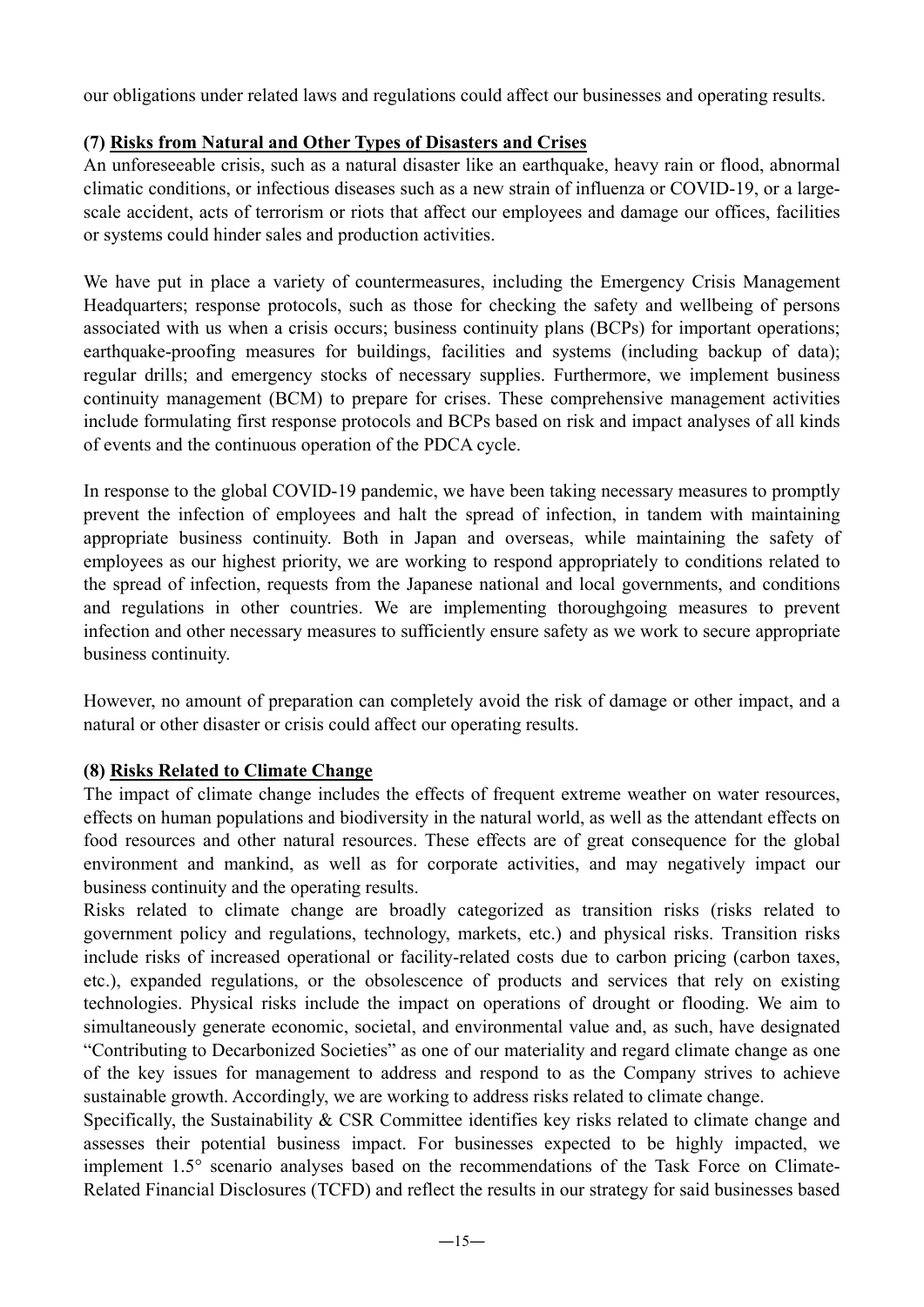our obligations under related laws and regulations could affect our businesses and operating results.

**(7) Risks from Natural and Other Types of Disasters and Crises**

An unforeseeable crisis, such as a natural disaster like an earthquake, heavy rain or flood, abnormal climatic conditions, or infectious diseases such as a new strain of influenza or COVID-19, or a large-scale accident, acts of terrorism or riots that affect our employees and damage our offices, facilities or systems could hinder sales and production activities.

We have put in place a variety of countermeasures, including the Emergency Crisis Management Headquarters; response protocols, such as those for checking the safety and wellbeing of persons associated with us when a crisis occurs; business continuity plans (BCPs) for important operations; earthquake-proofing measures for buildings, facilities and systems (including backup of data); regular drills; and emergency stocks of necessary supplies. Furthermore, we implement business continuity management (BCM) to prepare for crises. These comprehensive management activities include formulating first response protocols and BCPs based on risk and impact analyses of all kinds of events and the continuous operation of the PDCA cycle.

In response to the global COVID-19 pandemic, we have been taking necessary measures to promptly prevent the infection of employees and halt the spread of infection, in tandem with maintaining appropriate business continuity. Both in Japan and overseas, while maintaining the safety of employees as our highest priority, we are working to respond appropriately to conditions related to the spread of infection, requests from the Japanese national and local governments, and conditions and regulations in other countries. We are implementing thoroughgoing measures to prevent infection and other necessary measures to sufficiently ensure safety as we work to secure appropriate business continuity.

However, no amount of preparation can completely avoid the risk of damage or other impact, and a natural or other disaster or crisis could affect our operating results.

**(8) Risks Related to Climate Change**

The impact of climate change includes the effects of frequent extreme weather on water resources, effects on human populations and biodiversity in the natural world, as well as the attendant effects on food resources and other natural resources. These effects are of great consequence for the global environment and mankind, as well as for corporate activities, and may negatively impact our business continuity and the operating results.

Risks related to climate change are broadly categorized as transition risks (risks related to government policy and regulations, technology, markets, etc.) and physical risks. Transition risks include risks of increased operational or facility-related costs due to carbon pricing (carbon taxes, etc.), expanded regulations, or the obsolescence of products and services that rely on existing technologies. Physical risks include the impact on operations of drought or flooding. We aim to simultaneously generate economic, societal, and environmental value and, as such, have designated "Contributing to Decarbonized Societies" as one of our materiality and regard climate change as one of the key issues for management to address and respond to as the Company strives to achieve sustainable growth. Accordingly, we are working to address risks related to climate change.

Specifically, the Sustainability & CSR Committee identifies key risks related to climate change and assesses their potential business impact. For businesses expected to be highly impacted, we implement 1.5° scenario analyses based on the recommendations of the Task Force on Climate-Related Financial Disclosures (TCFD) and reflect the results in our strategy for said businesses based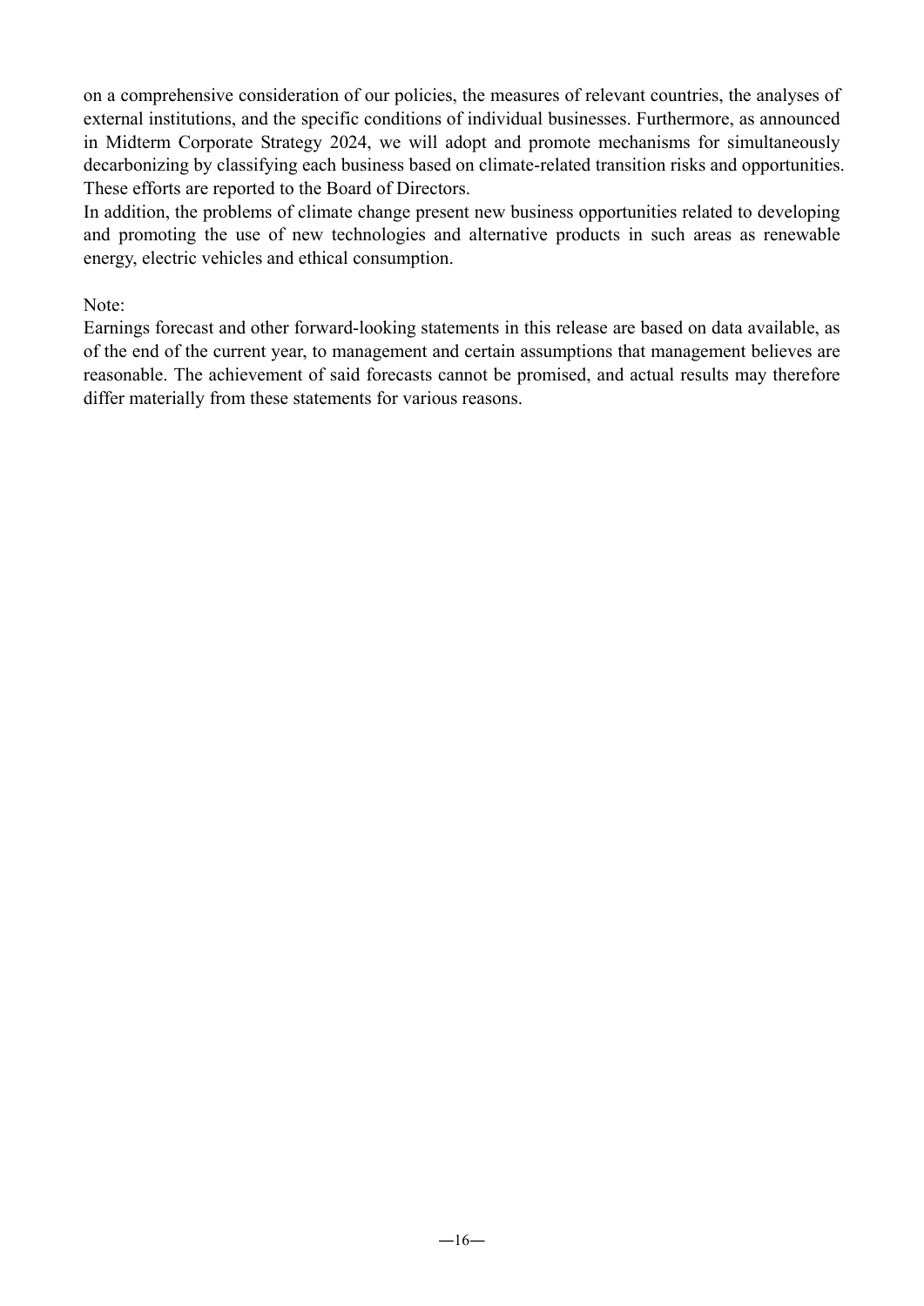on a comprehensive consideration of our policies, the measures of relevant countries, the analyses of external institutions, and the specific conditions of individual businesses. Furthermore, as announced in Midterm Corporate Strategy 2024, we will adopt and promote mechanisms for simultaneously decarbonizing by classifying each business based on climate-related transition risks and opportunities. These efforts are reported to the Board of Directors.
In addition, the problems of climate change present new business opportunities related to developing and promoting the use of new technologies and alternative products in such areas as renewable energy, electric vehicles and ethical consumption.

Note:
Earnings forecast and other forward-looking statements in this release are based on data available, as of the end of the current year, to management and certain assumptions that management believes are reasonable. The achievement of said forecasts cannot be promised, and actual results may therefore differ materially from these statements for various reasons.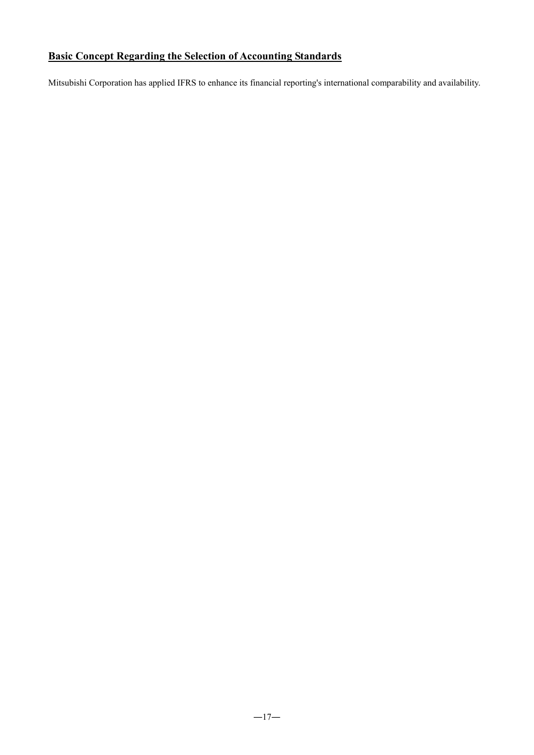## Basic Concept Regarding the Selection of Accounting Standards

Mitsubishi Corporation has applied IFRS to enhance its financial reporting's international comparability and availability.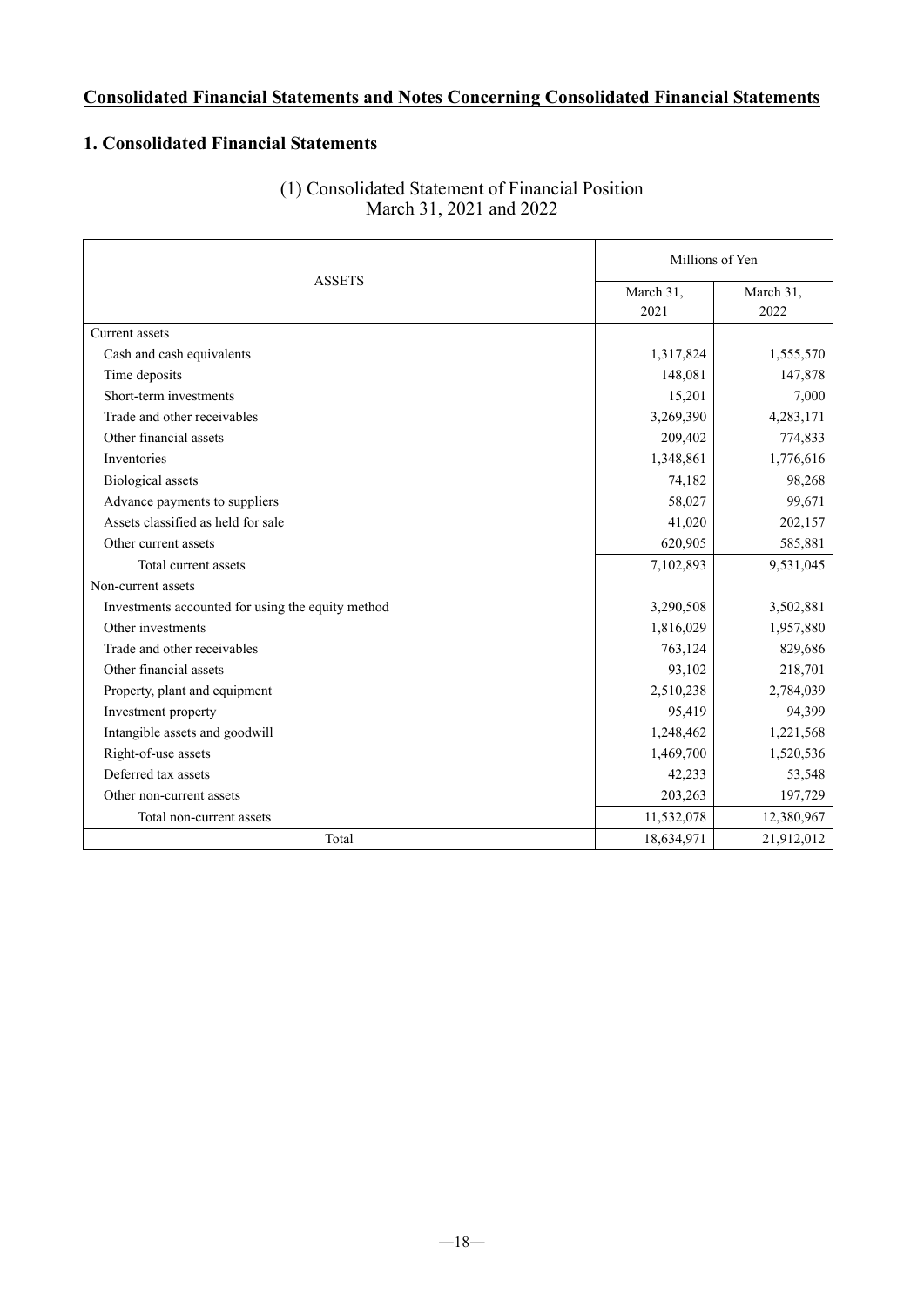# Consolidated Financial Statements and Notes Concerning Consolidated Financial Statements

## 1. Consolidated Financial Statements

### (1) Consolidated Statement of Financial Position
March 31, 2021 and 2022

| ASSETS | Millions of Yen | |
|---|---|---|
| | March 31, 2021 | March 31, 2022 |
| Current assets | | |
| Cash and cash equivalents | 1,317,824 | 1,555,570 |
| Time deposits | 148,081 | 147,878 |
| Short-term investments | 15,201 | 7,000 |
| Trade and other receivables | 3,269,390 | 4,283,171 |
| Other financial assets | 209,402 | 774,833 |
| Inventories | 1,348,861 | 1,776,616 |
| Biological assets | 74,182 | 98,268 |
| Advance payments to suppliers | 58,027 | 99,671 |
| Assets classified as held for sale | 41,020 | 202,157 |
| Other current assets | 620,905 | 585,881 |
| Total current assets | 7,102,893 | 9,531,045 |
| Non-current assets | | |
| Investments accounted for using the equity method | 3,290,508 | 3,502,881 |
| Other investments | 1,816,029 | 1,957,880 |
| Trade and other receivables | 763,124 | 829,686 |
| Other financial assets | 93,102 | 218,701 |
| Property, plant and equipment | 2,510,238 | 2,784,039 |
| Investment property | 95,419 | 94,399 |
| Intangible assets and goodwill | 1,248,462 | 1,221,568 |
| Right-of-use assets | 1,469,700 | 1,520,536 |
| Deferred tax assets | 42,233 | 53,548 |
| Other non-current assets | 203,263 | 197,729 |
| Total non-current assets | 11,532,078 | 12,380,967 |
| Total | 18,634,971 | 21,912,012 |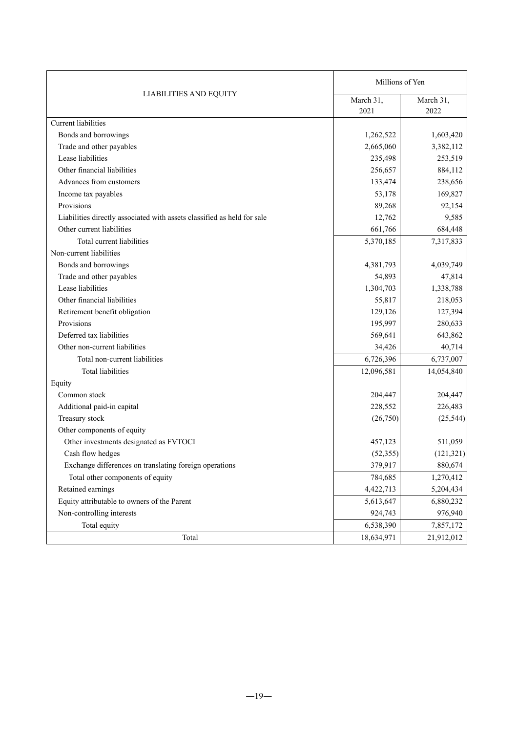| LIABILITIES AND EQUITY | Millions of Yen | |
|---|---|---|
| | March 31, 2021 | March 31, 2022 |
| Current liabilities | | |
| Bonds and borrowings | 1,262,522 | 1,603,420 |
| Trade and other payables | 2,665,060 | 3,382,112 |
| Lease liabilities | 235,498 | 253,519 |
| Other financial liabilities | 256,657 | 884,112 |
| Advances from customers | 133,474 | 238,656 |
| Income tax payables | 53,178 | 169,827 |
| Provisions | 89,268 | 92,154 |
| Liabilities directly associated with assets classified as held for sale | 12,762 | 9,585 |
| Other current liabilities | 661,766 | 684,448 |
| Total current liabilities | 5,370,185 | 7,317,833 |
| Non-current liabilities | | |
| Bonds and borrowings | 4,381,793 | 4,039,749 |
| Trade and other payables | 54,893 | 47,814 |
| Lease liabilities | 1,304,703 | 1,338,788 |
| Other financial liabilities | 55,817 | 218,053 |
| Retirement benefit obligation | 129,126 | 127,394 |
| Provisions | 195,997 | 280,633 |
| Deferred tax liabilities | 569,641 | 643,862 |
| Other non-current liabilities | 34,426 | 40,714 |
| Total non-current liabilities | 6,726,396 | 6,737,007 |
| Total liabilities | 12,096,581 | 14,054,840 |
| Equity | | |
| Common stock | 204,447 | 204,447 |
| Additional paid-in capital | 228,552 | 226,483 |
| Treasury stock | (26,750) | (25,544) |
| Other components of equity | | |
| Other investments designated as FVTOCI | 457,123 | 511,059 |
| Cash flow hedges | (52,355) | (121,321) |
| Exchange differences on translating foreign operations | 379,917 | 880,674 |
| Total other components of equity | 784,685 | 1,270,412 |
| Retained earnings | 4,422,713 | 5,204,434 |
| Equity attributable to owners of the Parent | 5,613,647 | 6,880,232 |
| Non-controlling interests | 924,743 | 976,940 |
| Total equity | 6,538,390 | 7,857,172 |
| Total | 18,634,971 | 21,912,012 |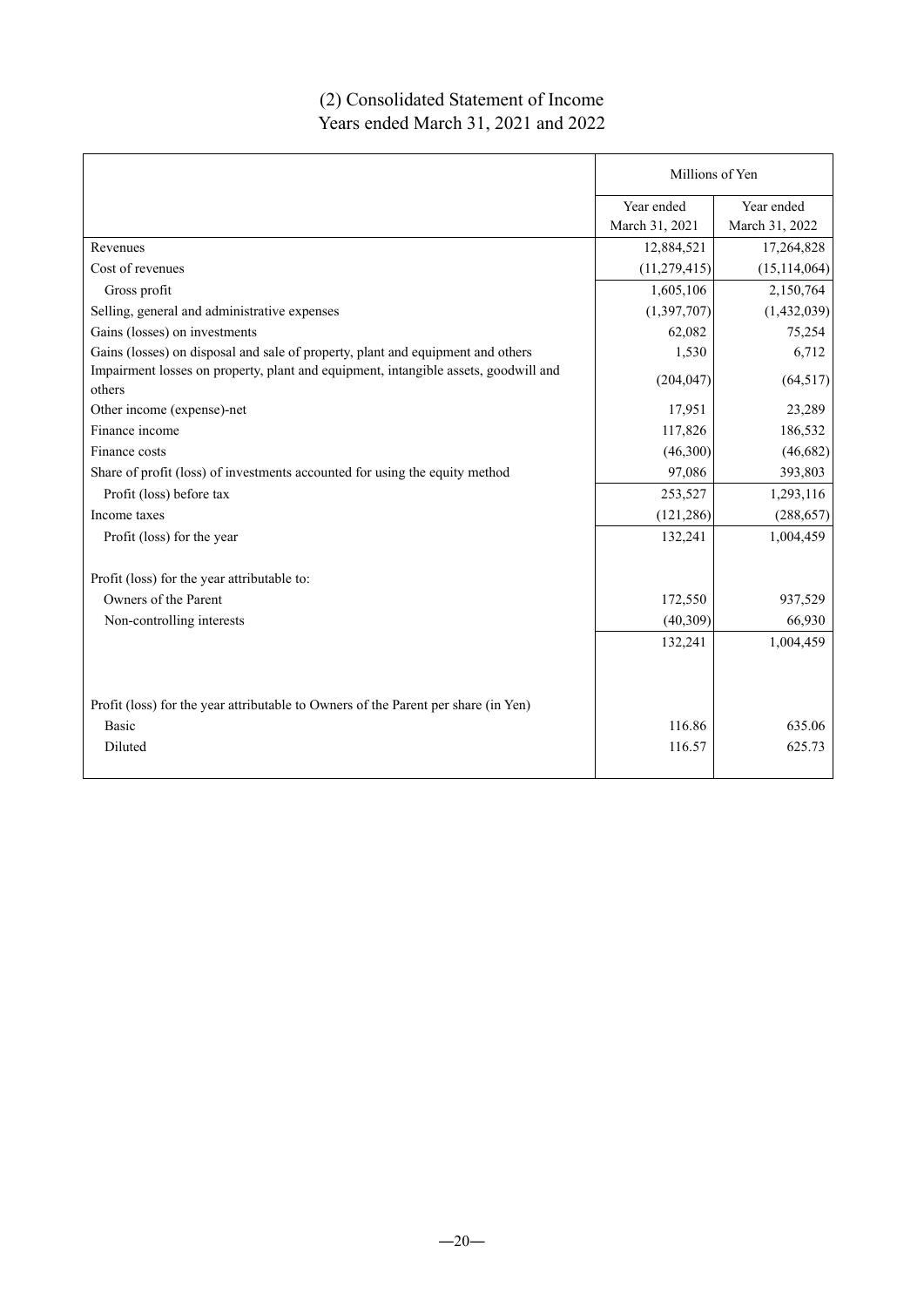# (2) Consolidated Statement of Income
## Years ended March 31, 2021 and 2022

| | Millions of Yen | |
|---|---|---|
| | Year ended March 31, 2021 | Year ended March 31, 2022 |
| Revenues | 12,884,521 | 17,264,828 |
| Cost of revenues | (11,279,415) | (15,114,064) |
| Gross profit | 1,605,106 | 2,150,764 |
| Selling, general and administrative expenses | (1,397,707) | (1,432,039) |
| Gains (losses) on investments | 62,082 | 75,254 |
| Gains (losses) on disposal and sale of property, plant and equipment and others | 1,530 | 6,712 |
| Impairment losses on property, plant and equipment, intangible assets, goodwill and others | (204,047) | (64,517) |
| Other income (expense)-net | 17,951 | 23,289 |
| Finance income | 117,826 | 186,532 |
| Finance costs | (46,300) | (46,682) |
| Share of profit (loss) of investments accounted for using the equity method | 97,086 | 393,803 |
| Profit (loss) before tax | 253,527 | 1,293,116 |
| Income taxes | (121,286) | (288,657) |
| Profit (loss) for the year | 132,241 | 1,004,459 |
| | | |
| Profit (loss) for the year attributable to: | | |
| Owners of the Parent | 172,550 | 937,529 |
| Non-controlling interests | (40,309) | 66,930 |
| | 132,241 | 1,004,459 |
| | | |
| Profit (loss) for the year attributable to Owners of the Parent per share (in Yen) | | |
| Basic | 116.86 | 635.06 |
| Diluted | 116.57 | 625.73 |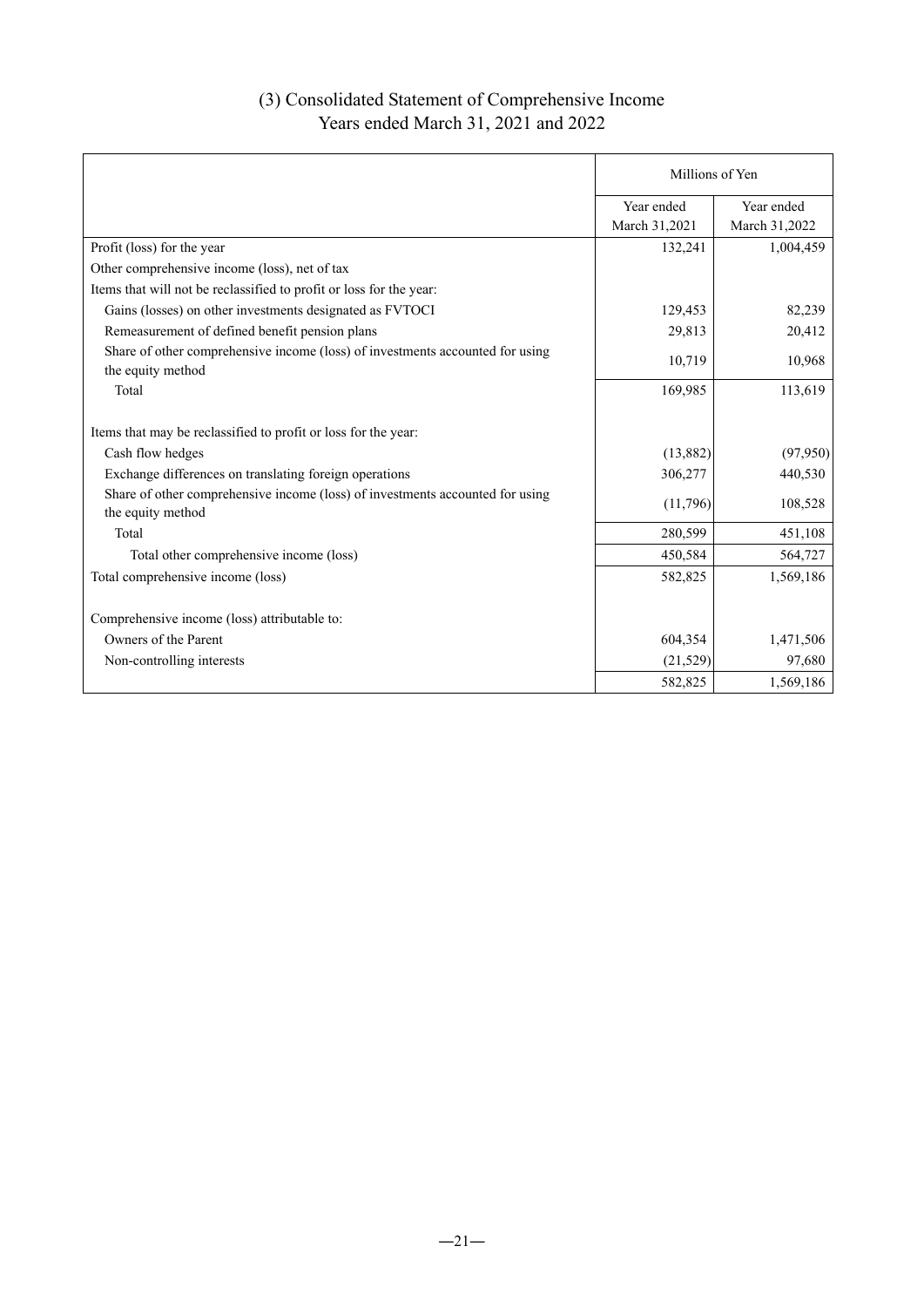# (3) Consolidated Statement of Comprehensive Income
## Years ended March 31, 2021 and 2022

| | Millions of Yen | |
|---|---|---|
| | Year ended March 31,2021 | Year ended March 31,2022 |
| Profit (loss) for the year | 132,241 | 1,004,459 |
| Other comprehensive income (loss), net of tax | | |
| Items that will not be reclassified to profit or loss for the year: | | |
| Gains (losses) on other investments designated as FVTOCI | 129,453 | 82,239 |
| Remeasurement of defined benefit pension plans | 29,813 | 20,412 |
| Share of other comprehensive income (loss) of investments accounted for using the equity method | 10,719 | 10,968 |
| Total | 169,985 | 113,619 |
| Items that may be reclassified to profit or loss for the year: | | |
| Cash flow hedges | (13,882) | (97,950) |
| Exchange differences on translating foreign operations | 306,277 | 440,530 |
| Share of other comprehensive income (loss) of investments accounted for using the equity method | (11,796) | 108,528 |
| Total | 280,599 | 451,108 |
| Total other comprehensive income (loss) | 450,584 | 564,727 |
| Total comprehensive income (loss) | 582,825 | 1,569,186 |
| Comprehensive income (loss) attributable to: | | |
| Owners of the Parent | 604,354 | 1,471,506 |
| Non-controlling interests | (21,529) | 97,680 |
| | 582,825 | 1,569,186 |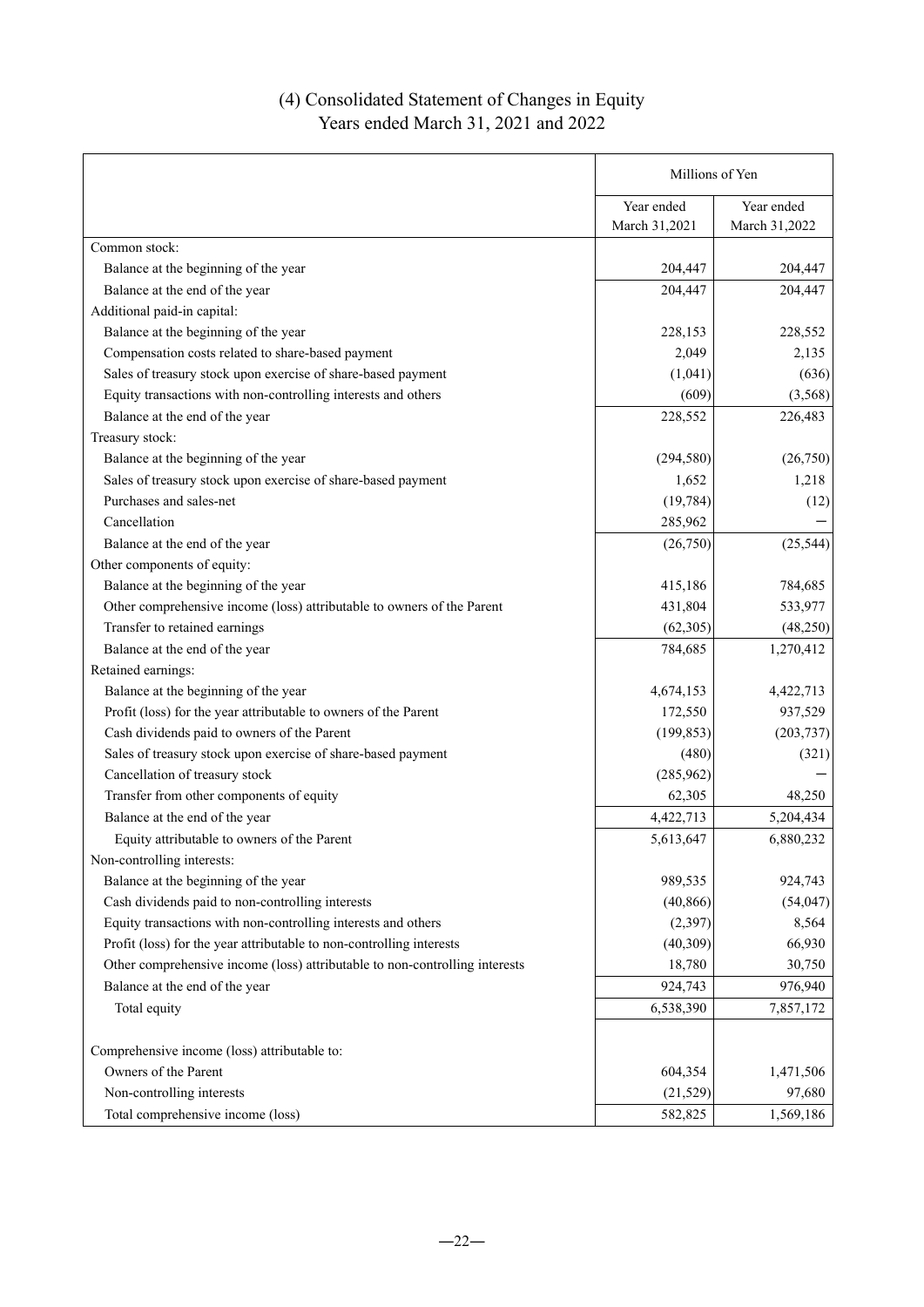# (4) Consolidated Statement of Changes in Equity
Years ended March 31, 2021 and 2022

| | Millions of Yen | |
|---|---|---|
| | Year ended March 31,2021 | Year ended March 31,2022 |
| Common stock: | | |
| Balance at the beginning of the year | 204,447 | 204,447 |
| Balance at the end of the year | 204,447 | 204,447 |
| Additional paid-in capital: | | |
| Balance at the beginning of the year | 228,153 | 228,552 |
| Compensation costs related to share-based payment | 2,049 | 2,135 |
| Sales of treasury stock upon exercise of share-based payment | (1,041) | (636) |
| Equity transactions with non-controlling interests and others | (609) | (3,568) |
| Balance at the end of the year | 228,552 | 226,483 |
| Treasury stock: | | |
| Balance at the beginning of the year | (294,580) | (26,750) |
| Sales of treasury stock upon exercise of share-based payment | 1,652 | 1,218 |
| Purchases and sales-net | (19,784) | (12) |
| Cancellation | 285,962 | − |
| Balance at the end of the year | (26,750) | (25,544) |
| Other components of equity: | | |
| Balance at the beginning of the year | 415,186 | 784,685 |
| Other comprehensive income (loss) attributable to owners of the Parent | 431,804 | 533,977 |
| Transfer to retained earnings | (62,305) | (48,250) |
| Balance at the end of the year | 784,685 | 1,270,412 |
| Retained earnings: | | |
| Balance at the beginning of the year | 4,674,153 | 4,422,713 |
| Profit (loss) for the year attributable to owners of the Parent | 172,550 | 937,529 |
| Cash dividends paid to owners of the Parent | (199,853) | (203,737) |
| Sales of treasury stock upon exercise of share-based payment | (480) | (321) |
| Cancellation of treasury stock | (285,962) | − |
| Transfer from other components of equity | 62,305 | 48,250 |
| Balance at the end of the year | 4,422,713 | 5,204,434 |
| Equity attributable to owners of the Parent | 5,613,647 | 6,880,232 |
| Non-controlling interests: | | |
| Balance at the beginning of the year | 989,535 | 924,743 |
| Cash dividends paid to non-controlling interests | (40,866) | (54,047) |
| Equity transactions with non-controlling interests and others | (2,397) | 8,564 |
| Profit (loss) for the year attributable to non-controlling interests | (40,309) | 66,930 |
| Other comprehensive income (loss) attributable to non-controlling interests | 18,780 | 30,750 |
| Balance at the end of the year | 924,743 | 976,940 |
| Total equity | 6,538,390 | 7,857,172 |
| | | |
| Comprehensive income (loss) attributable to: | | |
| Owners of the Parent | 604,354 | 1,471,506 |
| Non-controlling interests | (21,529) | 97,680 |
| Total comprehensive income (loss) | 582,825 | 1,569,186 |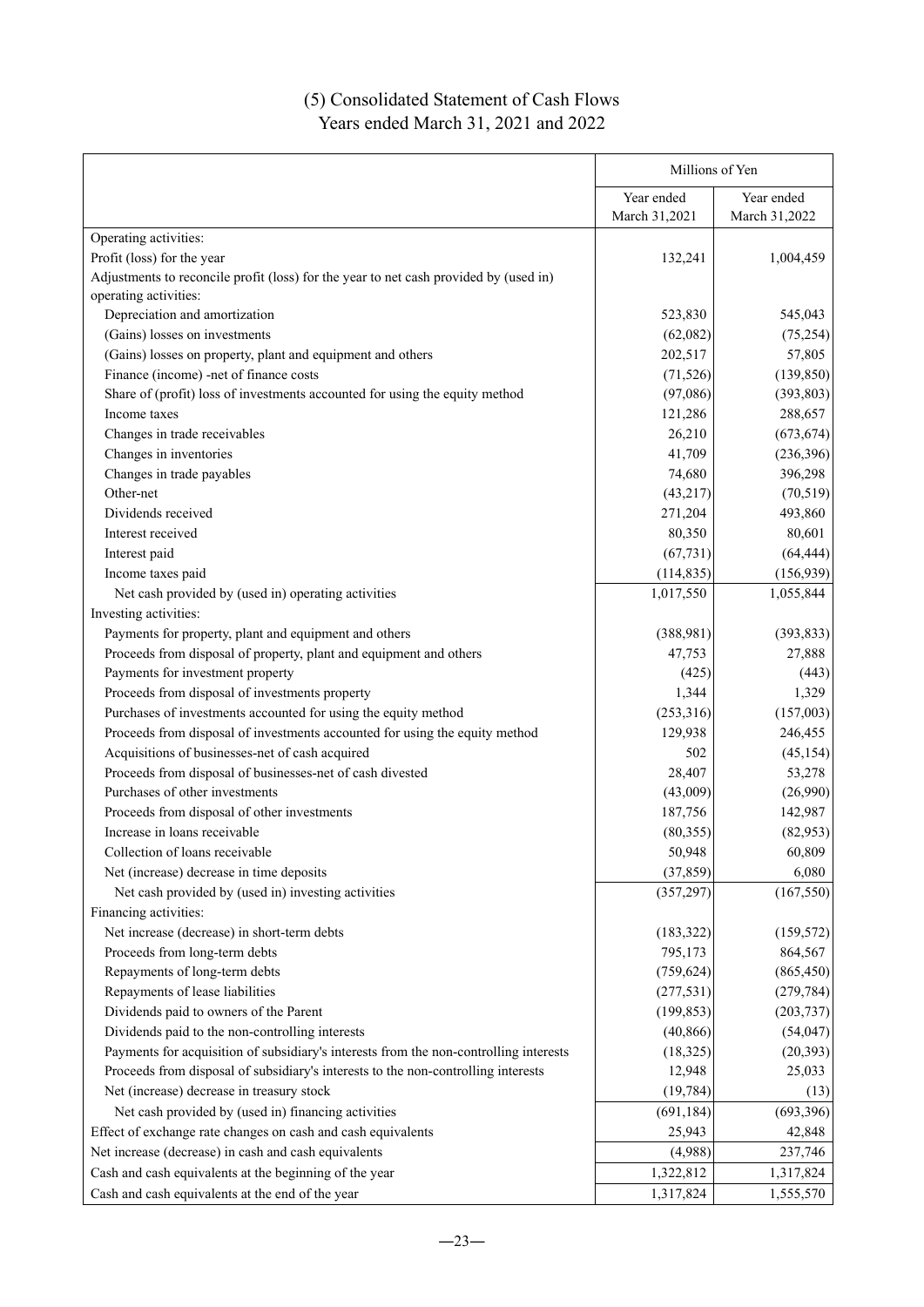# (5) Consolidated Statement of Cash Flows
## Years ended March 31, 2021 and 2022

| | Millions of Yen | |
|---|---|---|
| | Year ended March 31,2021 | Year ended March 31,2022 |
| Operating activities: | | |
| Profit (loss) for the year | 132,241 | 1,004,459 |
| Adjustments to reconcile profit (loss) for the year to net cash provided by (used in) operating activities: | | |
| Depreciation and amortization | 523,830 | 545,043 |
| (Gains) losses on investments | (62,082) | (75,254) |
| (Gains) losses on property, plant and equipment and others | 202,517 | 57,805 |
| Finance (income) -net of finance costs | (71,526) | (139,850) |
| Share of (profit) loss of investments accounted for using the equity method | (97,086) | (393,803) |
| Income taxes | 121,286 | 288,657 |
| Changes in trade receivables | 26,210 | (673,674) |
| Changes in inventories | 41,709 | (236,396) |
| Changes in trade payables | 74,680 | 396,298 |
| Other-net | (43,217) | (70,519) |
| Dividends received | 271,204 | 493,860 |
| Interest received | 80,350 | 80,601 |
| Interest paid | (67,731) | (64,444) |
| Income taxes paid | (114,835) | (156,939) |
| Net cash provided by (used in) operating activities | 1,017,550 | 1,055,844 |
| Investing activities: | | |
| Payments for property, plant and equipment and others | (388,981) | (393,833) |
| Proceeds from disposal of property, plant and equipment and others | 47,753 | 27,888 |
| Payments for investment property | (425) | (443) |
| Proceeds from disposal of investments property | 1,344 | 1,329 |
| Purchases of investments accounted for using the equity method | (253,316) | (157,003) |
| Proceeds from disposal of investments accounted for using the equity method | 129,938 | 246,455 |
| Acquisitions of businesses-net of cash acquired | 502 | (45,154) |
| Proceeds from disposal of businesses-net of cash divested | 28,407 | 53,278 |
| Purchases of other investments | (43,009) | (26,990) |
| Proceeds from disposal of other investments | 187,756 | 142,987 |
| Increase in loans receivable | (80,355) | (82,953) |
| Collection of loans receivable | 50,948 | 60,809 |
| Net (increase) decrease in time deposits | (37,859) | 6,080 |
| Net cash provided by (used in) investing activities | (357,297) | (167,550) |
| Financing activities: | | |
| Net increase (decrease) in short-term debts | (183,322) | (159,572) |
| Proceeds from long-term debts | 795,173 | 864,567 |
| Repayments of long-term debts | (759,624) | (865,450) |
| Repayments of lease liabilities | (277,531) | (279,784) |
| Dividends paid to owners of the Parent | (199,853) | (203,737) |
| Dividends paid to the non-controlling interests | (40,866) | (54,047) |
| Payments for acquisition of subsidiary's interests from the non-controlling interests | (18,325) | (20,393) |
| Proceeds from disposal of subsidiary's interests to the non-controlling interests | 12,948 | 25,033 |
| Net (increase) decrease in treasury stock | (19,784) | (13) |
| Net cash provided by (used in) financing activities | (691,184) | (693,396) |
| Effect of exchange rate changes on cash and cash equivalents | 25,943 | 42,848 |
| Net increase (decrease) in cash and cash equivalents | (4,988) | 237,746 |
| Cash and cash equivalents at the beginning of the year | 1,322,812 | 1,317,824 |
| Cash and cash equivalents at the end of the year | 1,317,824 | 1,555,570 |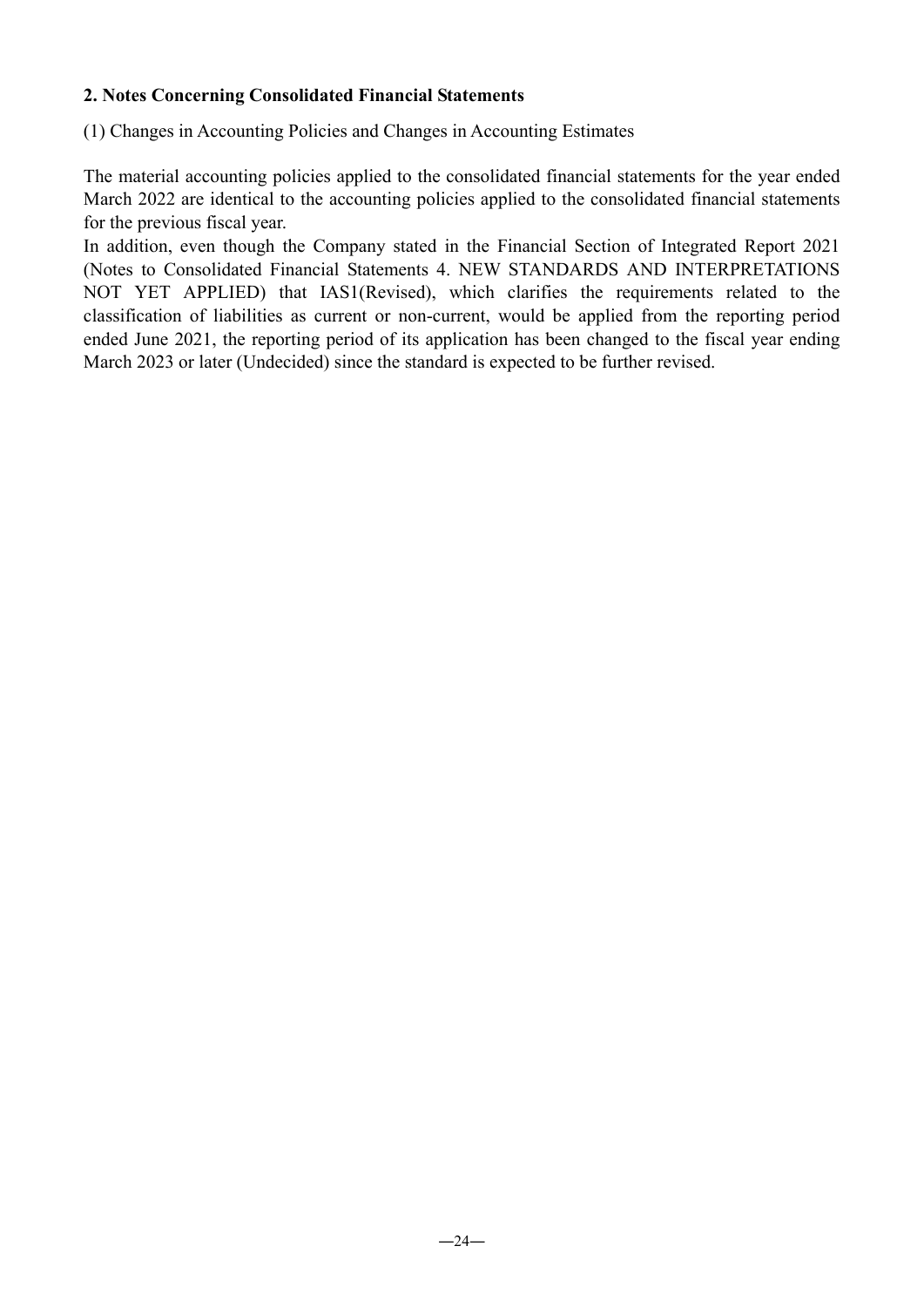## 2. Notes Concerning Consolidated Financial Statements

(1) Changes in Accounting Policies and Changes in Accounting Estimates

The material accounting policies applied to the consolidated financial statements for the year ended March 2022 are identical to the accounting policies applied to the consolidated financial statements for the previous fiscal year.

In addition, even though the Company stated in the Financial Section of Integrated Report 2021 (Notes to Consolidated Financial Statements 4. NEW STANDARDS AND INTERPRETATIONS NOT YET APPLIED) that IAS1(Revised), which clarifies the requirements related to the classification of liabilities as current or non-current, would be applied from the reporting period ended June 2021, the reporting period of its application has been changed to the fiscal year ending March 2023 or later (Undecided) since the standard is expected to be further revised.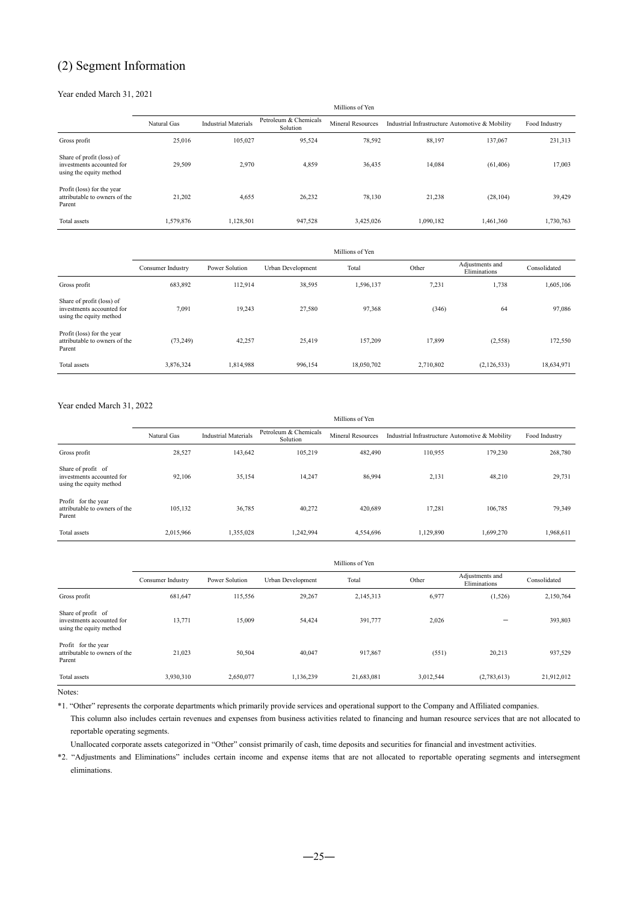# (2) Segment Information

Year ended March 31, 2021

| | Millions of Yen | | | | | | |
|---|---|---|---|---|---|---|---|
| | Natural Gas | Industrial Materials | Petroleum & Chemicals Solution | Mineral Resources | Industrial Infrastructure | Automotive & Mobility | Food Industry |
| Gross profit | 25,016 | 105,027 | 95,524 | 78,592 | 88,197 | 137,067 | 231,313 |
| Share of profit (loss) of investments accounted for using the equity method | 29,509 | 2,970 | 4,859 | 36,435 | 14,084 | (61,406) | 17,003 |
| Profit (loss) for the year attributable to owners of the Parent | 21,202 | 4,655 | 26,232 | 78,130 | 21,238 | (28,104) | 39,429 |
| Total assets | 1,579,876 | 1,128,501 | 947,528 | 3,425,026 | 1,090,182 | 1,461,360 | 1,730,763 |

| | Millions of Yen | | | | | | |
|---|---|---|---|---|---|---|---|
| | Consumer Industry | Power Solution | Urban Development | Total | Other | Adjustments and Eliminations | Consolidated |
| Gross profit | 683,892 | 112,914 | 38,595 | 1,596,137 | 7,231 | 1,738 | 1,605,106 |
| Share of profit (loss) of investments accounted for using the equity method | 7,091 | 19,243 | 27,580 | 97,368 | (346) | 64 | 97,086 |
| Profit (loss) for the year attributable to owners of the Parent | (73,249) | 42,257 | 25,419 | 157,209 | 17,899 | (2,558) | 172,550 |
| Total assets | 3,876,324 | 1,814,988 | 996,154 | 18,050,702 | 2,710,802 | (2,126,533) | 18,634,971 |

Year ended March 31, 2022

| | Millions of Yen | | | | | | |
|---|---|---|---|---|---|---|---|
| | Natural Gas | Industrial Materials | Petroleum & Chemicals Solution | Mineral Resources | Industrial Infrastructure | Automotive & Mobility | Food Industry |
| Gross profit | 28,527 | 143,642 | 105,219 | 482,490 | 110,955 | 179,230 | 268,780 |
| Share of profit of investments accounted for using the equity method | 92,106 | 35,154 | 14,247 | 86,994 | 2,131 | 48,210 | 29,731 |
| Profit for the year attributable to owners of the Parent | 105,132 | 36,785 | 40,272 | 420,689 | 17,281 | 106,785 | 79,349 |
| Total assets | 2,015,966 | 1,355,028 | 1,242,994 | 4,554,696 | 1,129,890 | 1,699,270 | 1,968,611 |

| | Millions of Yen | | | | | | |
|---|---|---|---|---|---|---|---|
| | Consumer Industry | Power Solution | Urban Development | Total | Other | Adjustments and Eliminations | Consolidated |
| Gross profit | 681,647 | 115,556 | 29,267 | 2,145,313 | 6,977 | (1,526) | 2,150,764 |
| Share of profit of investments accounted for using the equity method | 13,771 | 15,009 | 54,424 | 391,777 | 2,026 | — | 393,803 |
| Profit for the year attributable to owners of the Parent | 21,023 | 50,504 | 40,047 | 917,867 | (551) | 20,213 | 937,529 |
| Total assets | 3,930,310 | 2,650,077 | 1,136,239 | 21,683,081 | 3,012,544 | (2,783,613) | 21,912,012 |

Notes:

*1. "Other" represents the corporate departments which primarily provide services and operational support to the Company and Affiliated companies.
This column also includes certain revenues and expenses from business activities related to financing and human resource services that are not allocated to reportable operating segments.
Unallocated corporate assets categorized in "Other" consist primarily of cash, time deposits and securities for financial and investment activities.

*2. "Adjustments and Eliminations" includes certain income and expense items that are not allocated to reportable operating segments and intersegment eliminations.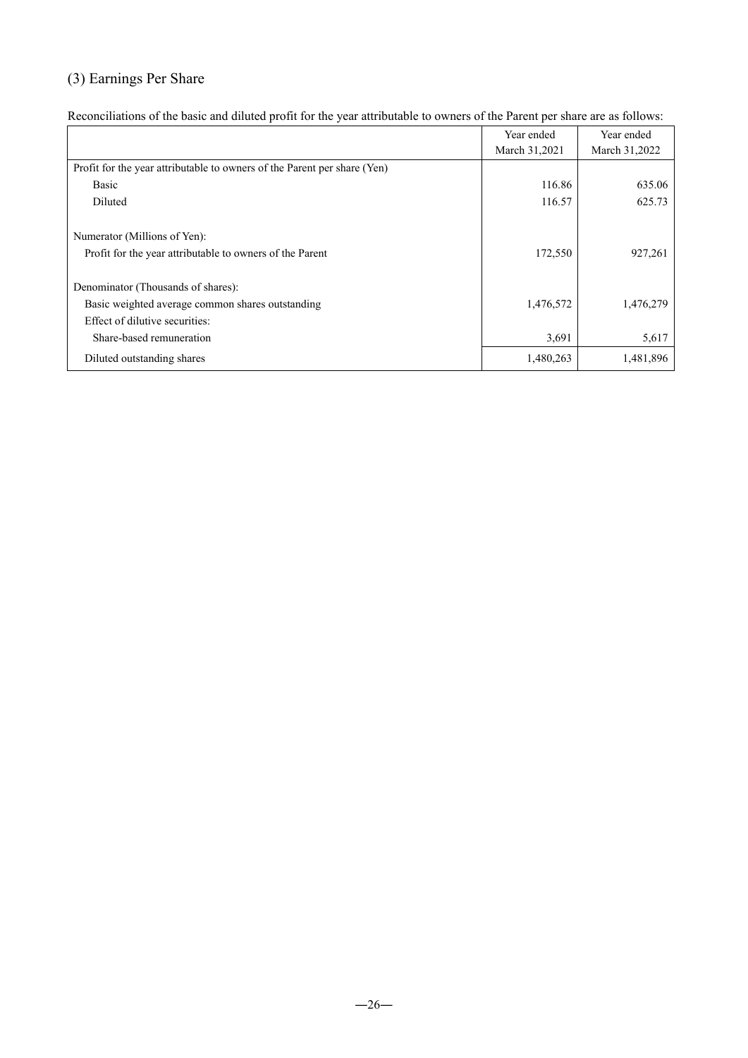## (3) Earnings Per Share

Reconciliations of the basic and diluted profit for the year attributable to owners of the Parent per share are as follows:

| | Year ended March 31,2021 | Year ended March 31,2022 |
|---|---|---|
| Profit for the year attributable to owners of the Parent per share (Yen) | | |
| Basic | 116.86 | 635.06 |
| Diluted | 116.57 | 625.73 |
| | | |
| Numerator (Millions of Yen): | | |
| Profit for the year attributable to owners of the Parent | 172,550 | 927,261 |
| | | |
| Denominator (Thousands of shares): | | |
| Basic weighted average common shares outstanding | 1,476,572 | 1,476,279 |
| Effect of dilutive securities: | | |
| Share-based remuneration | 3,691 | 5,617 |
| Diluted outstanding shares | 1,480,263 | 1,481,896 |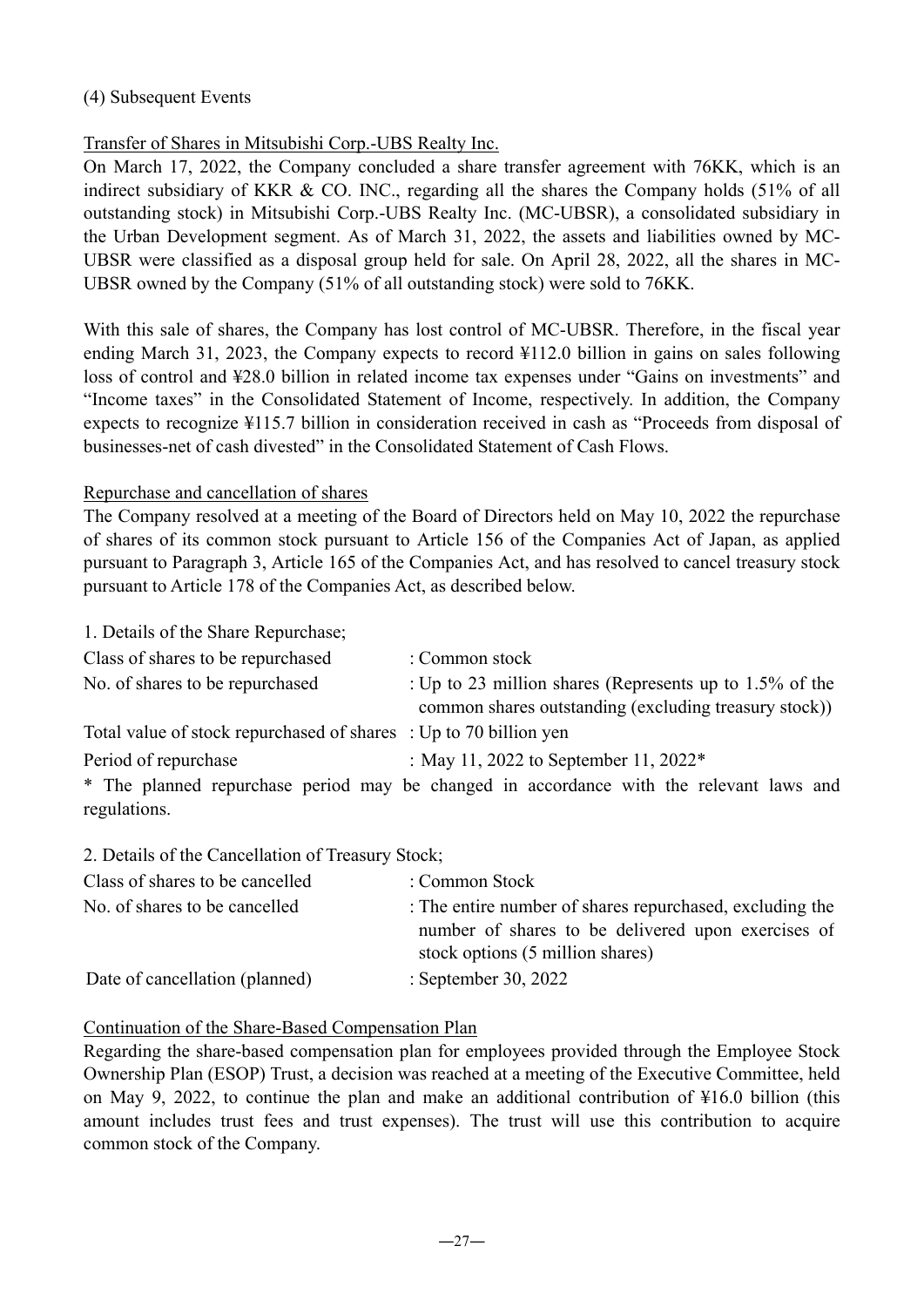### (4) Subsequent Events

Transfer of Shares in Mitsubishi Corp.-UBS Realty Inc.

On March 17, 2022, the Company concluded a share transfer agreement with 76KK, which is an indirect subsidiary of KKR & CO. INC., regarding all the shares the Company holds (51% of all outstanding stock) in Mitsubishi Corp.-UBS Realty Inc. (MC-UBSR), a consolidated subsidiary in the Urban Development segment. As of March 31, 2022, the assets and liabilities owned by MC-UBSR were classified as a disposal group held for sale. On April 28, 2022, all the shares in MC-UBSR owned by the Company (51% of all outstanding stock) were sold to 76KK.

With this sale of shares, the Company has lost control of MC-UBSR. Therefore, in the fiscal year ending March 31, 2023, the Company expects to record ¥112.0 billion in gains on sales following loss of control and ¥28.0 billion in related income tax expenses under "Gains on investments" and "Income taxes" in the Consolidated Statement of Income, respectively. In addition, the Company expects to recognize ¥115.7 billion in consideration received in cash as "Proceeds from disposal of businesses-net of cash divested" in the Consolidated Statement of Cash Flows.

Repurchase and cancellation of shares

The Company resolved at a meeting of the Board of Directors held on May 10, 2022 the repurchase of shares of its common stock pursuant to Article 156 of the Companies Act of Japan, as applied pursuant to Paragraph 3, Article 165 of the Companies Act, and has resolved to cancel treasury stock pursuant to Article 178 of the Companies Act, as described below.

1. Details of the Share Repurchase;

| | |
|---|---|
| Class of shares to be repurchased | : Common stock |
| No. of shares to be repurchased | : Up to 23 million shares (Represents up to 1.5% of the common shares outstanding (excluding treasury stock)) |
| Total value of stock repurchased of shares | : Up to 70 billion yen |
| Period of repurchase | : May 11, 2022 to September 11, 2022* |

* The planned repurchase period may be changed in accordance with the relevant laws and regulations.

2. Details of the Cancellation of Treasury Stock;

| | |
|---|---|
| Class of shares to be cancelled | : Common Stock |
| No. of shares to be cancelled | : The entire number of shares repurchased, excluding the number of shares to be delivered upon exercises of stock options (5 million shares) |
| Date of cancellation (planned) | : September 30, 2022 |

Continuation of the Share-Based Compensation Plan

Regarding the share-based compensation plan for employees provided through the Employee Stock Ownership Plan (ESOP) Trust, a decision was reached at a meeting of the Executive Committee, held on May 9, 2022, to continue the plan and make an additional contribution of ¥16.0 billion (this amount includes trust fees and trust expenses). The trust will use this contribution to acquire common stock of the Company.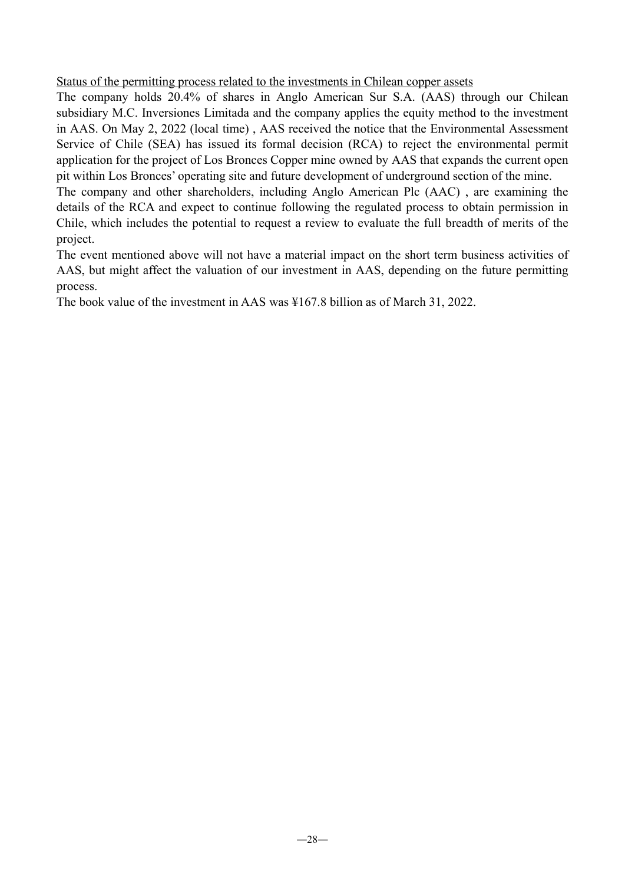Status of the permitting process related to the investments in Chilean copper assets

The company holds 20.4% of shares in Anglo American Sur S.A. (AAS) through our Chilean subsidiary M.C. Inversiones Limitada and the company applies the equity method to the investment in AAS. On May 2, 2022 (local time) , AAS received the notice that the Environmental Assessment Service of Chile (SEA) has issued its formal decision (RCA) to reject the environmental permit application for the project of Los Bronces Copper mine owned by AAS that expands the current open pit within Los Bronces' operating site and future development of underground section of the mine.

The company and other shareholders, including Anglo American Plc (AAC) , are examining the details of the RCA and expect to continue following the regulated process to obtain permission in Chile, which includes the potential to request a review to evaluate the full breadth of merits of the project.

The event mentioned above will not have a material impact on the short term business activities of AAS, but might affect the valuation of our investment in AAS, depending on the future permitting process.

The book value of the investment in AAS was ¥167.8 billion as of March 31, 2022.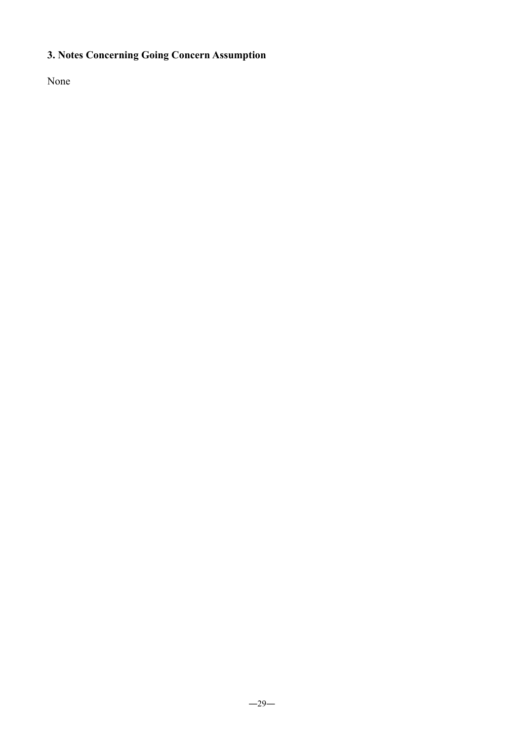### 3. Notes Concerning Going Concern Assumption

None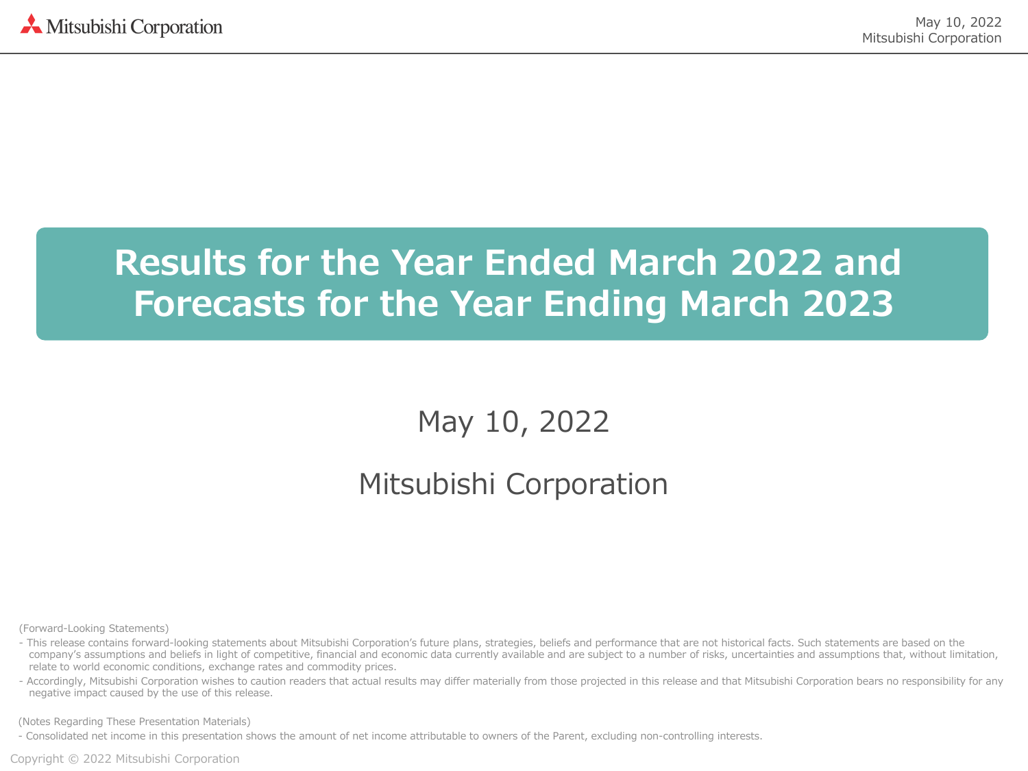# Results for the Year Ended March 2022 and Forecasts for the Year Ending March 2023

May 10, 2022

Mitsubishi Corporation

(Forward-Looking Statements)

- This release contains forward-looking statements about Mitsubishi Corporation's future plans, strategies, beliefs and performance that are not historical facts. Such statements are based on the company's assumptions and beliefs in light of competitive, financial and economic data currently available and are subject to a number of risks, uncertainties and assumptions that, without limitation, relate to world economic conditions, exchange rates and commodity prices.
- Accordingly, Mitsubishi Corporation wishes to caution readers that actual results may differ materially from those projected in this release and that Mitsubishi Corporation bears no responsibility for any negative impact caused by the use of this release.

(Notes Regarding These Presentation Materials)

- Consolidated net income in this presentation shows the amount of net income attributable to owners of the Parent, excluding non-controlling interests.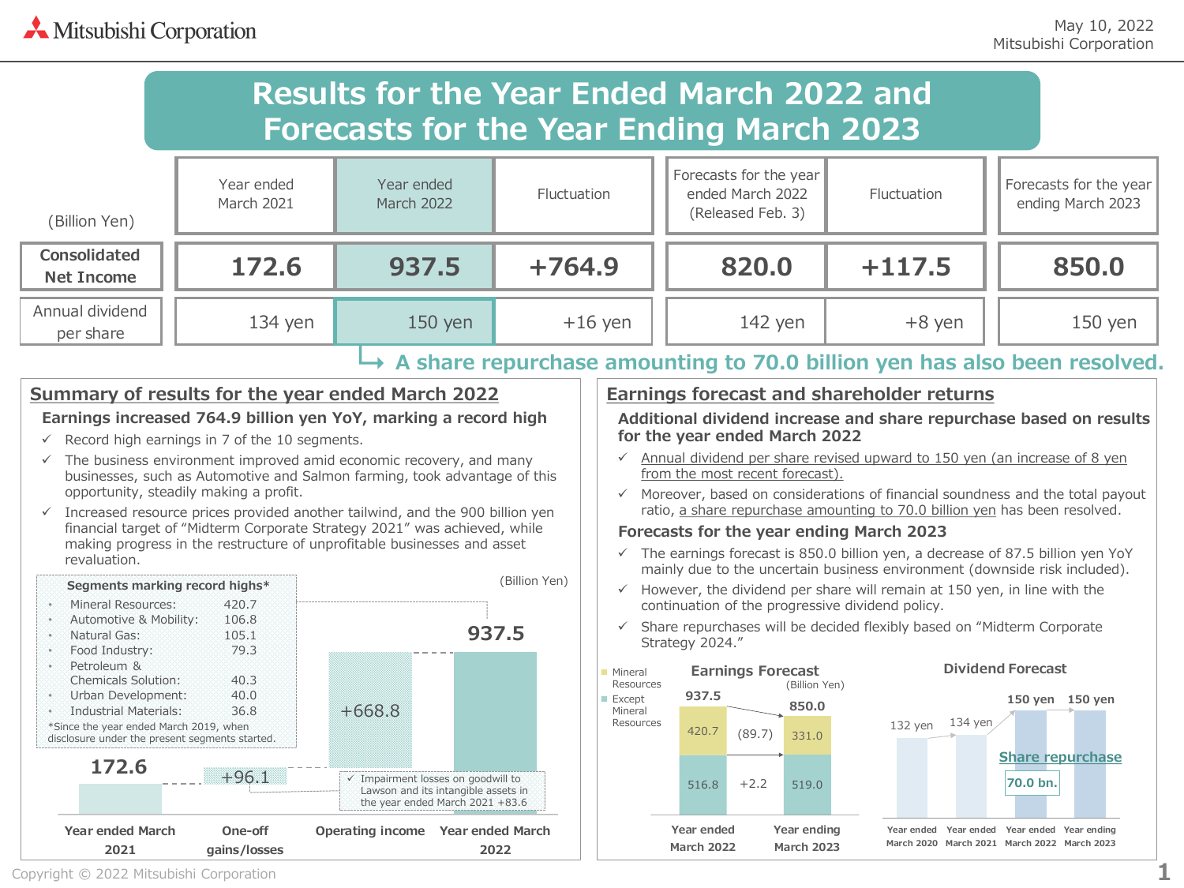# Results for the Year Ended March 2022 and Forecasts for the Year Ending March 2023

| (Billion Yen) | Year ended March 2021 | Year ended March 2022 | Fluctuation | Forecasts for the year ended March 2022 (Released Feb. 3) | Fluctuation | Forecasts for the year ending March 2023 |
|---|---|---|---|---|---|---|
| **Consolidated Net Income** | **172.6** | **937.5** | **+764.9** | **820.0** | **+117.5** | **850.0** |
| Annual dividend per share | 134 yen | 150 yen | +16 yen | 142 yen | +8 yen | 150 yen |

→ **A share repurchase amounting to 70.0 billion yen has also been resolved.**

## Summary of results for the year ended March 2022

### Earnings increased 764.9 billion yen YoY, marking a record high

- ✓ Record high earnings in 7 of the 10 segments.
- ✓ The business environment improved amid economic recovery, and many businesses, such as Automotive and Salmon farming, took advantage of this opportunity, steadily making a profit.
- ✓ Increased resource prices provided another tailwind, and the 900 billion yen financial target of "Midterm Corporate Strategy 2021" was achieved, while making progress in the restructure of unprofitable businesses and asset revaluation.

**Segments marking record highs***

| Segment | (Billion Yen) |
|---|---|
| Mineral Resources: | 420.7 |
| Automotive & Mobility: | 106.8 |
| Natural Gas: | 105.1 |
| Food Industry: | 79.3 |
| Petroleum & Chemicals Solution: | 40.3 |
| Urban Development: | 40.0 |
| Industrial Materials: | 36.8 |

*Since the year ended March 2019, when disclosure under the present segments started.

(Billion Yen)

| Year ended March 2021 | One-off gains/losses | Operating income | Year ended March 2022 |
|---|---|---|---|
| 172.6 | +96.1 | +668.8 | 937.5 |

✓ Impairment losses on goodwill to Lawson and its intangible assets in the year ended March 2021 +83.6

## Earnings forecast and shareholder returns

### Additional dividend increase and share repurchase based on results for the year ended March 2022

- ✓ Annual dividend per share revised upward to 150 yen (an increase of 8 yen from the most recent forecast).
- ✓ Moreover, based on considerations of financial soundness and the total payout ratio, a share repurchase amounting to 70.0 billion yen has been resolved.

### Forecasts for the year ending March 2023

- ✓ The earnings forecast is 850.0 billion yen, a decrease of 87.5 billion yen YoY mainly due to the uncertain business environment (downside risk included).
- ✓ However, the dividend per share will remain at 150 yen, in line with the continuation of the progressive dividend policy.
- ✓ Share repurchases will be decided flexibly based on "Midterm Corporate Strategy 2024."

**Earnings Forecast** (Billion Yen)

| | Year ended March 2022 | Fluctuation | Year ending March 2023 |
|---|---|---|---|
| Mineral Resources | 420.7 | (89.7) | 331.0 |
| Except Mineral Resources | 516.8 | +2.2 | 519.0 |
| Total | 937.5 | | 850.0 |

**Dividend Forecast**

| Year ended March 2020 | Year ended March 2021 | Year ended March 2022 | Year ending March 2023 |
|---|---|---|---|
| 132 yen | 134 yen | 150 yen | 150 yen |

Share repurchase: 70.0 bn.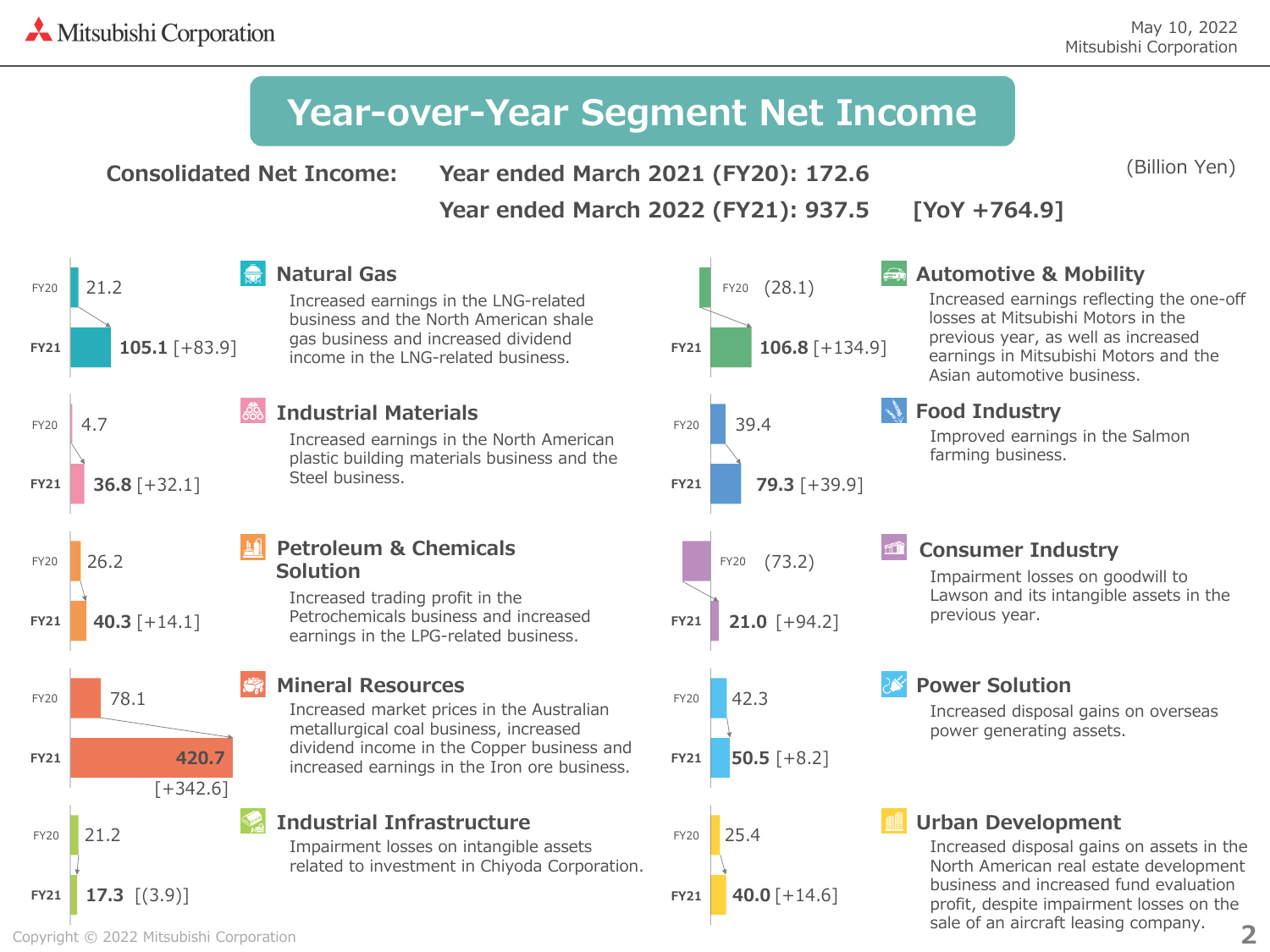# Year-over-Year Segment Net Income

(Billion Yen)

**Consolidated Net Income:** **Year ended March 2021 (FY20): 172.6**

**Year ended March 2022 (FY21): 937.5** **[YoY +764.9]**

## Natural Gas

| | |
|---|---|
| FY20 | 21.2 |
| FY21 | **105.1** [+83.9] |

Increased earnings in the LNG-related business and the North American shale gas business and increased dividend income in the LNG-related business.

## Industrial Materials

| | |
|---|---|
| FY20 | 4.7 |
| FY21 | **36.8** [+32.1] |

Increased earnings in the North American plastic building materials business and the Steel business.

## Petroleum & Chemicals Solution

| | |
|---|---|
| FY20 | 26.2 |
| FY21 | **40.3** [+14.1] |

Increased trading profit in the Petrochemicals business and increased earnings in the LPG-related business.

## Mineral Resources

| | |
|---|---|
| FY20 | 78.1 |
| FY21 | **420.7** [+342.6] |

Increased market prices in the Australian metallurgical coal business, increased dividend income in the Copper business and increased earnings in the Iron ore business.

## Industrial Infrastructure

| | |
|---|---|
| FY20 | 21.2 |
| FY21 | **17.3** [(3.9)] |

Impairment losses on intangible assets related to investment in Chiyoda Corporation.

## Automotive & Mobility

| | |
|---|---|
| FY20 | (28.1) |
| FY21 | **106.8** [+134.9] |

Increased earnings reflecting the one-off losses at Mitsubishi Motors in the previous year, as well as increased earnings in Mitsubishi Motors and the Asian automotive business.

## Food Industry

| | |
|---|---|
| FY20 | 39.4 |
| FY21 | **79.3** [+39.9] |

Improved earnings in the Salmon farming business.

## Consumer Industry

| | |
|---|---|
| FY20 | (73.2) |
| FY21 | **21.0** [+94.2] |

Impairment losses on goodwill to Lawson and its intangible assets in the previous year.

## Power Solution

| | |
|---|---|
| FY20 | 42.3 |
| FY21 | **50.5** [+8.2] |

Increased disposal gains on overseas power generating assets.

## Urban Development

| | |
|---|---|
| FY20 | 25.4 |
| FY21 | **40.0** [+14.6] |

Increased disposal gains on assets in the North American real estate development business and increased fund evaluation profit, despite impairment losses on the sale of an aircraft leasing company.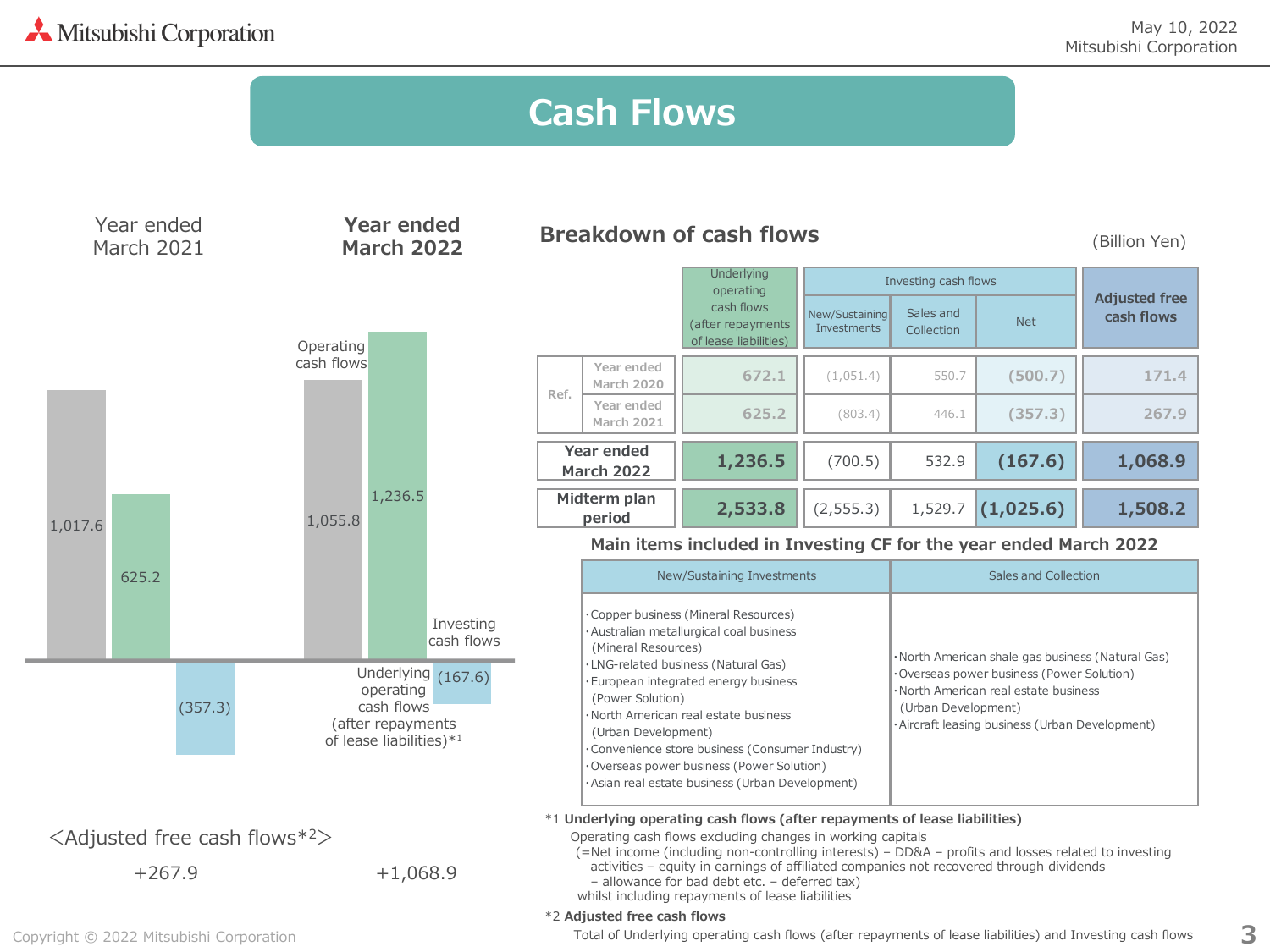# Cash Flows

| | Year ended March 2021 | Year ended March 2022 |
|---|---|---|
| Operating cash flows | 1,017.6 | 1,055.8 |
| Underlying operating cash flows (after repayments of lease liabilities)*1 | 625.2 | 1,236.5 |
| Investing cash flows | (357.3) | (167.6) |

<Adjusted free cash flows*2>

| Year ended March 2021 | Year ended March 2022 |
|---|---|
| +267.9 | +1,068.9 |

## Breakdown of cash flows

(Billion Yen)

| | | Underlying operating cash flows (after repayments of lease liabilities) | Investing cash flows | | | Adjusted free cash flows |
|---|---|---|---|---|---|---|
| | | | New/Sustaining Investments | Sales and Collection | Net | |
| Ref. | Year ended March 2020 | 672.1 | (1,051.4) | 550.7 | (500.7) | 171.4 |
| Ref. | Year ended March 2021 | 625.2 | (803.4) | 446.1 | (357.3) | 267.9 |
| **Year ended March 2022** | | **1,236.5** | (700.5) | 532.9 | **(167.6)** | **1,068.9** |
| **Midterm plan period** | | **2,533.8** | (2,555.3) | 1,529.7 | **(1,025.6)** | **1,508.2** |

### Main items included in Investing CF for the year ended March 2022

| New/Sustaining Investments | Sales and Collection |
|---|---|
| ・Copper business (Mineral Resources)<br>・Australian metallurgical coal business (Mineral Resources)<br>・LNG-related business (Natural Gas)<br>・European integrated energy business (Power Solution)<br>・North American real estate business (Urban Development)<br>・Convenience store business (Consumer Industry)<br>・Overseas power business (Power Solution)<br>・Asian real estate business (Urban Development) | ・North American shale gas business (Natural Gas)<br>・Overseas power business (Power Solution)<br>・North American real estate business (Urban Development)<br>・Aircraft leasing business (Urban Development) |

*1 **Underlying operating cash flows (after repayments of lease liabilities)**
Operating cash flows excluding changes in working capitals
(=Net income (including non-controlling interests) − DD&A − profits and losses related to investing activities − equity in earnings of affiliated companies not recovered through dividends − allowance for bad debt etc. − deferred tax)
whilst including repayments of lease liabilities

*2 **Adjusted free cash flows**
Total of Underlying operating cash flows (after repayments of lease liabilities) and Investing cash flows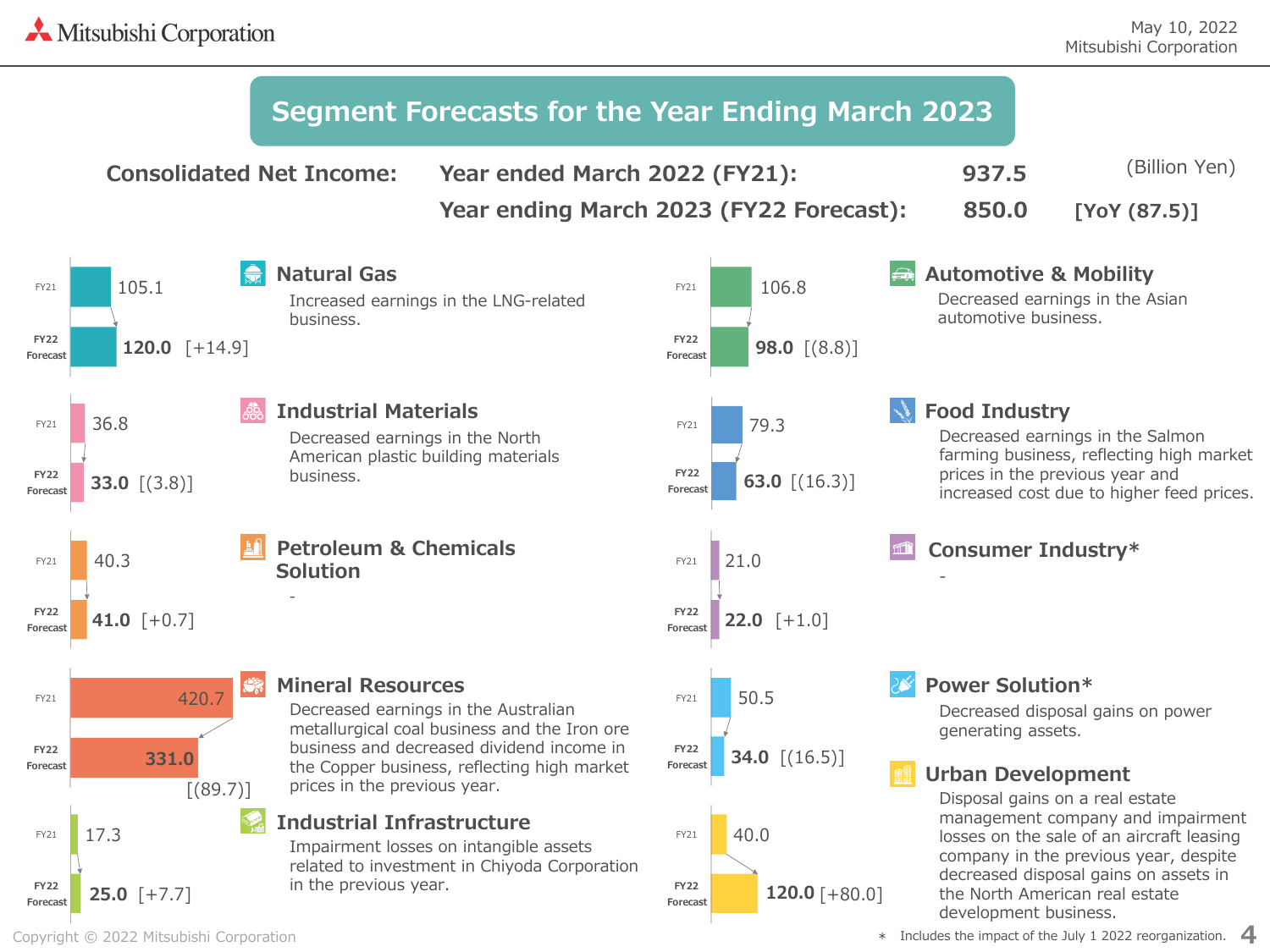# Segment Forecasts for the Year Ending March 2023

**Consolidated Net Income:**

| | | |
|---|---|---|
| **Year ended March 2022 (FY21):** | **937.5** | (Billion Yen) |
| **Year ending March 2023 (FY22 Forecast):** | **850.0** | **[YoY (87.5)]** |

| Segment | FY21 | FY22 Forecast | Change | Comment |
|---|---|---|---|---|
| **Natural Gas** | 105.1 | **120.0** | [+14.9] | Increased earnings in the LNG-related business. |
| **Industrial Materials** | 36.8 | **33.0** | [(3.8)] | Decreased earnings in the North American plastic building materials business. |
| **Petroleum & Chemicals Solution** | 40.3 | **41.0** | [+0.7] | - |
| **Mineral Resources** | 420.7 | **331.0** | [(89.7)] | Decreased earnings in the Australian metallurgical coal business and the Iron ore business and decreased dividend income in the Copper business, reflecting high market prices in the previous year. |
| **Industrial Infrastructure** | 17.3 | **25.0** | [+7.7] | Impairment losses on intangible assets related to investment in Chiyoda Corporation in the previous year. |
| **Automotive & Mobility** | 106.8 | **98.0** | [(8.8)] | Decreased earnings in the Asian automotive business. |
| **Food Industry** | 79.3 | **63.0** | [(16.3)] | Decreased earnings in the Salmon farming business, reflecting high market prices in the previous year and increased cost due to higher feed prices. |
| **Consumer Industry*** | 21.0 | **22.0** | [+1.0] | - |
| **Power Solution*** | 50.5 | **34.0** | [(16.5)] | Decreased disposal gains on power generating assets. |
| **Urban Development** | 40.0 | **120.0** | [+80.0] | Disposal gains on a real estate management company and impairment losses on the sale of an aircraft leasing company in the previous year, despite decreased disposal gains on assets in the North American real estate development business. |

\* Includes the impact of the July 1 2022 reorganization.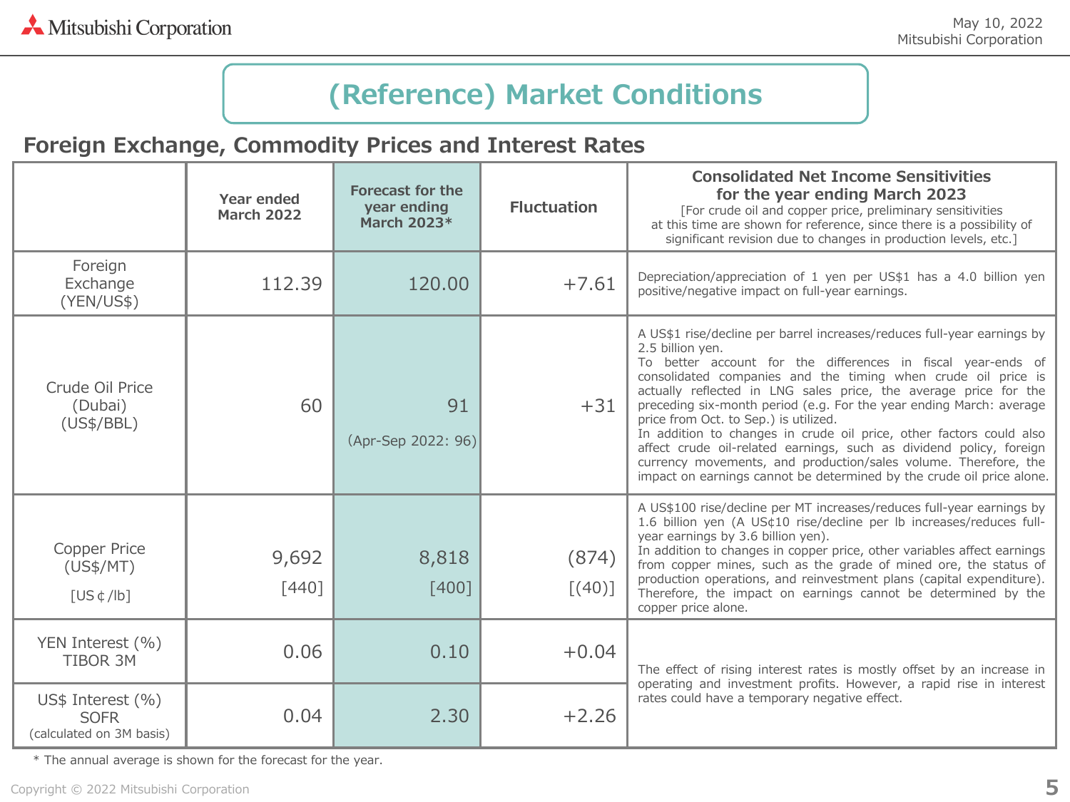# (Reference) Market Conditions

## Foreign Exchange, Commodity Prices and Interest Rates

| | Year ended March 2022 | Forecast for the year ending March 2023* | Fluctuation | Consolidated Net Income Sensitivities for the year ending March 2023 [For crude oil and copper price, preliminary sensitivities at this time are shown for reference, since there is a possibility of significant revision due to changes in production levels, etc.] |
|---|---|---|---|---|
| Foreign Exchange (YEN/US$) | 112.39 | 120.00 | +7.61 | Depreciation/appreciation of 1 yen per US$1 has a 4.0 billion yen positive/negative impact on full-year earnings. |
| Crude Oil Price (Dubai) (US$/BBL) | 60 | 91 (Apr-Sep 2022: 96) | +31 | A US$1 rise/decline per barrel increases/reduces full-year earnings by 2.5 billion yen. To better account for the differences in fiscal year-ends of consolidated companies and the timing when crude oil price is actually reflected in LNG sales price, the average price for the preceding six-month period (e.g. For the year ending March: average price from Oct. to Sep.) is utilized. In addition to changes in crude oil price, other factors could also affect crude oil-related earnings, such as dividend policy, foreign currency movements, and production/sales volume. Therefore, the impact on earnings cannot be determined by the crude oil price alone. |
| Copper Price (US$/MT) [US¢/lb] | 9,692 [440] | 8,818 [400] | (874) [(40)] | A US$100 rise/decline per MT increases/reduces full-year earnings by 1.6 billion yen (A US¢10 rise/decline per lb increases/reduces full-year earnings by 3.6 billion yen). In addition to changes in copper price, other variables affect earnings from copper mines, such as the grade of mined ore, the status of production operations, and reinvestment plans (capital expenditure). Therefore, the impact on earnings cannot be determined by the copper price alone. |
| YEN Interest (%) TIBOR 3M | 0.06 | 0.10 | +0.04 | The effect of rising interest rates is mostly offset by an increase in operating and investment profits. However, a rapid rise in interest rates could have a temporary negative effect. |
| US$ Interest (%) SOFR (calculated on 3M basis) | 0.04 | 2.30 | +2.26 | |

\* The annual average is shown for the forecast for the year.